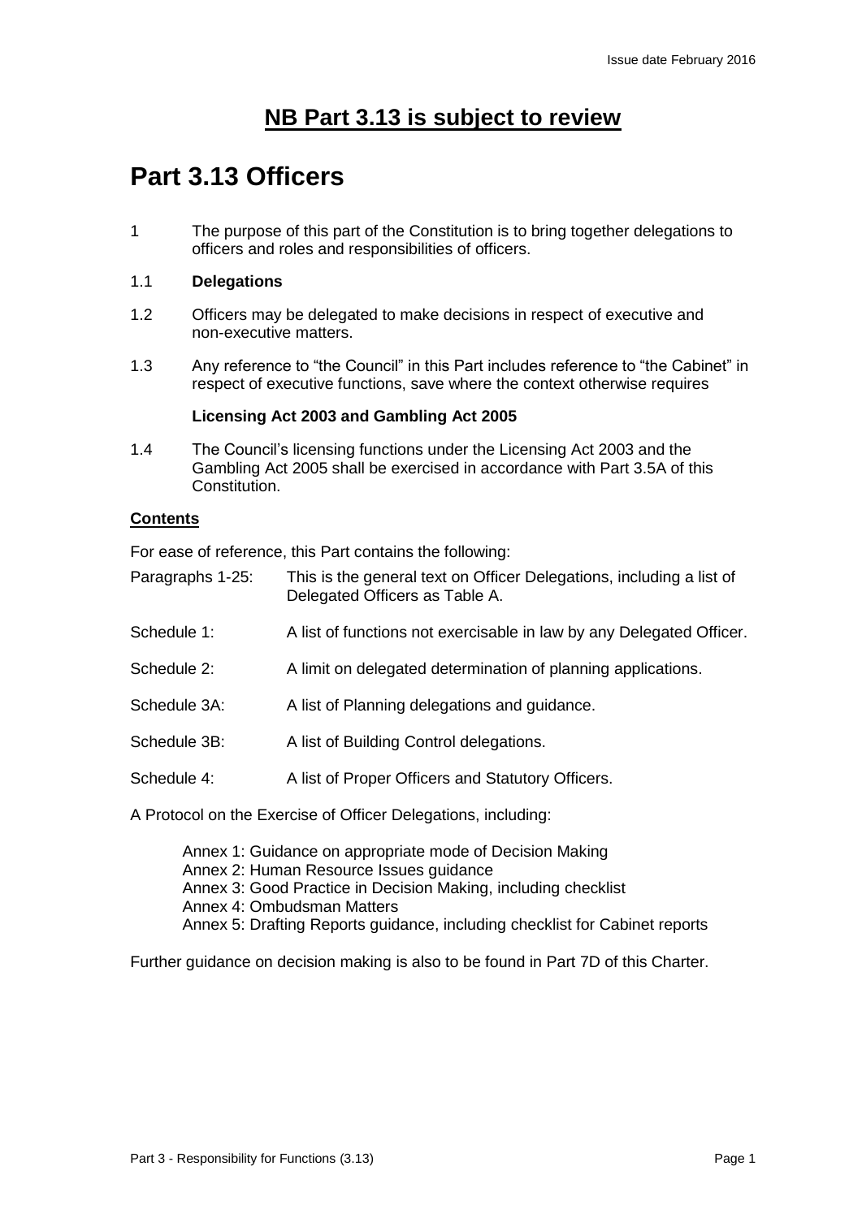**NB Part 3.13 is subject to review**

# Part 3.13 Officers

1 The purpose of this part of the Constitution is to bring together delegations to officers and roles and responsibilities of officers.

1.1 **Delegations**

1.2 Officers may be delegated to make decisions in respect of executive and non-executive matters.

1.3 Any reference to "the Council" in this Part includes reference to "the Cabinet" in respect of executive functions, save where the context otherwise requires

**Licensing Act 2003 and Gambling Act 2005**

1.4 The Council's licensing functions under the Licensing Act 2003 and the Gambling Act 2005 shall be exercised in accordance with Part 3.5A of this Constitution.

**Contents**

For ease of reference, this Part contains the following:

| | |
|---|---|
| Paragraphs 1-25: | This is the general text on Officer Delegations, including a list of Delegated Officers as Table A. |
| Schedule 1: | A list of functions not exercisable in law by any Delegated Officer. |
| Schedule 2: | A limit on delegated determination of planning applications. |
| Schedule 3A: | A list of Planning delegations and guidance. |
| Schedule 3B: | A list of Building Control delegations. |
| Schedule 4: | A list of Proper Officers and Statutory Officers. |

A Protocol on the Exercise of Officer Delegations, including:

- Annex 1: Guidance on appropriate mode of Decision Making
- Annex 2: Human Resource Issues guidance
- Annex 3: Good Practice in Decision Making, including checklist
- Annex 4: Ombudsman Matters
- Annex 5: Drafting Reports guidance, including checklist for Cabinet reports

Further guidance on decision making is also to be found in Part 7D of this Charter.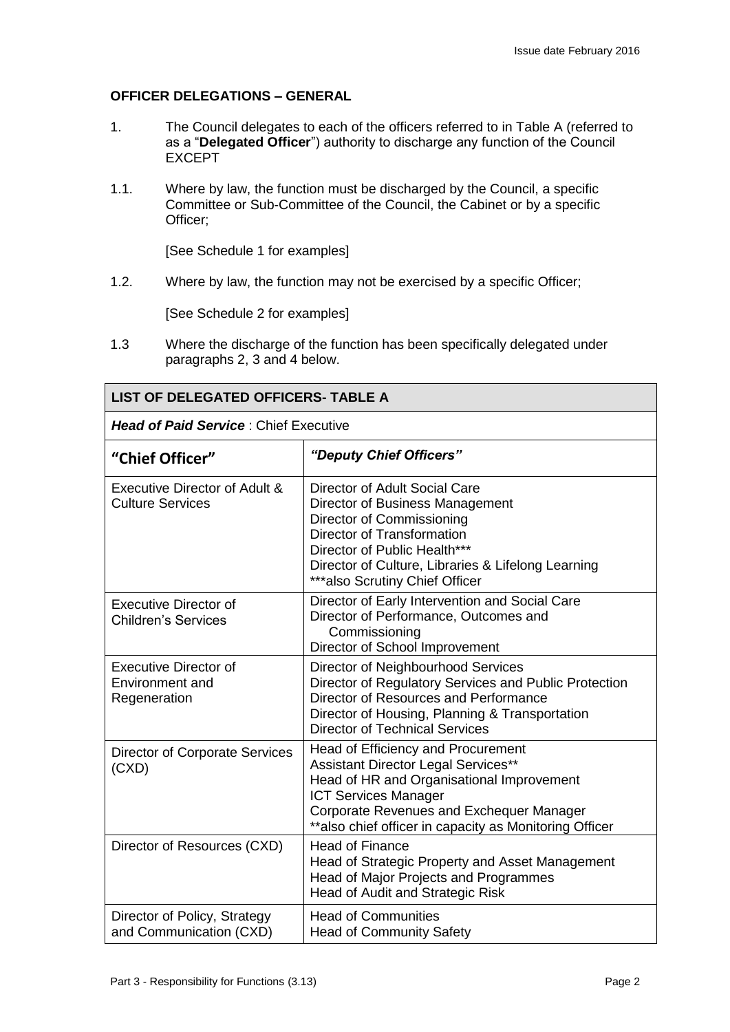**OFFICER DELEGATIONS – GENERAL**

1. The Council delegates to each of the officers referred to in Table A (referred to as a "**Delegated Officer**") authority to discharge any function of the Council EXCEPT

1.1. Where by law, the function must be discharged by the Council, a specific Committee or Sub-Committee of the Council, the Cabinet or by a specific Officer;

   [See Schedule 1 for examples]

1.2. Where by law, the function may not be exercised by a specific Officer;

   [See Schedule 2 for examples]

1.3 Where the discharge of the function has been specifically delegated under paragraphs 2, 3 and 4 below.

| **LIST OF DELEGATED OFFICERS- TABLE A** | |
|---|---|
| ***Head of Paid Service*** : Chief Executive | |
| **"Chief Officer"** | ***"Deputy Chief Officers"*** |
| Executive Director of Adult & Culture Services | Director of Adult Social Care<br>Director of Business Management<br>Director of Commissioning<br>Director of Transformation<br>Director of Public Health***<br>Director of Culture, Libraries & Lifelong Learning<br>***also Scrutiny Chief Officer |
| Executive Director of Children's Services | Director of Early Intervention and Social Care<br>Director of Performance, Outcomes and Commissioning<br>Director of School Improvement |
| Executive Director of Environment and Regeneration | Director of Neighbourhood Services<br>Director of Regulatory Services and Public Protection<br>Director of Resources and Performance<br>Director of Housing, Planning & Transportation<br>Director of Technical Services |
| Director of Corporate Services (CXD) | Head of Efficiency and Procurement<br>Assistant Director Legal Services**<br>Head of HR and Organisational Improvement<br>ICT Services Manager<br>Corporate Revenues and Exchequer Manager<br>**also chief officer in capacity as Monitoring Officer |
| Director of Resources (CXD) | Head of Finance<br>Head of Strategic Property and Asset Management<br>Head of Major Projects and Programmes<br>Head of Audit and Strategic Risk |
| Director of Policy, Strategy and Communication (CXD) | Head of Communities<br>Head of Community Safety |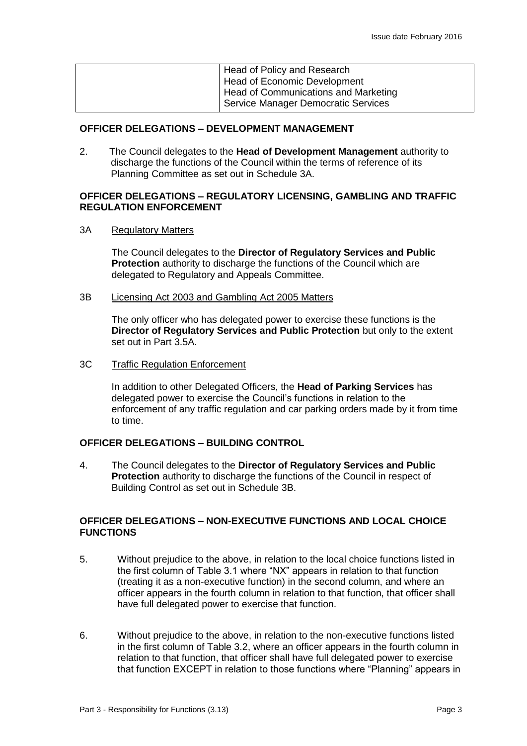| | |
|---|---|
| | Head of Policy and Research<br>Head of Economic Development<br>Head of Communications and Marketing<br>Service Manager Democratic Services |

**OFFICER DELEGATIONS – DEVELOPMENT MANAGEMENT**

2. The Council delegates to the **Head of Development Management** authority to discharge the functions of the Council within the terms of reference of its Planning Committee as set out in Schedule 3A.

**OFFICER DELEGATIONS – REGULATORY LICENSING, GAMBLING AND TRAFFIC REGULATION ENFORCEMENT**

3A <u>Regulatory Matters</u>

The Council delegates to the **Director of Regulatory Services and Public Protection** authority to discharge the functions of the Council which are delegated to Regulatory and Appeals Committee.

3B <u>Licensing Act 2003 and Gambling Act 2005 Matters</u>

The only officer who has delegated power to exercise these functions is the **Director of Regulatory Services and Public Protection** but only to the extent set out in Part 3.5A.

3C <u>Traffic Regulation Enforcement</u>

In addition to other Delegated Officers, the **Head of Parking Services** has delegated power to exercise the Council's functions in relation to the enforcement of any traffic regulation and car parking orders made by it from time to time.

**OFFICER DELEGATIONS – BUILDING CONTROL**

4. The Council delegates to the **Director of Regulatory Services and Public Protection** authority to discharge the functions of the Council in respect of Building Control as set out in Schedule 3B.

**OFFICER DELEGATIONS – NON-EXECUTIVE FUNCTIONS AND LOCAL CHOICE FUNCTIONS**

5. Without prejudice to the above, in relation to the local choice functions listed in the first column of Table 3.1 where "NX" appears in relation to that function (treating it as a non-executive function) in the second column, and where an officer appears in the fourth column in relation to that function, that officer shall have full delegated power to exercise that function.

6. Without prejudice to the above, in relation to the non-executive functions listed in the first column of Table 3.2, where an officer appears in the fourth column in relation to that function, that officer shall have full delegated power to exercise that function EXCEPT in relation to those functions where "Planning" appears in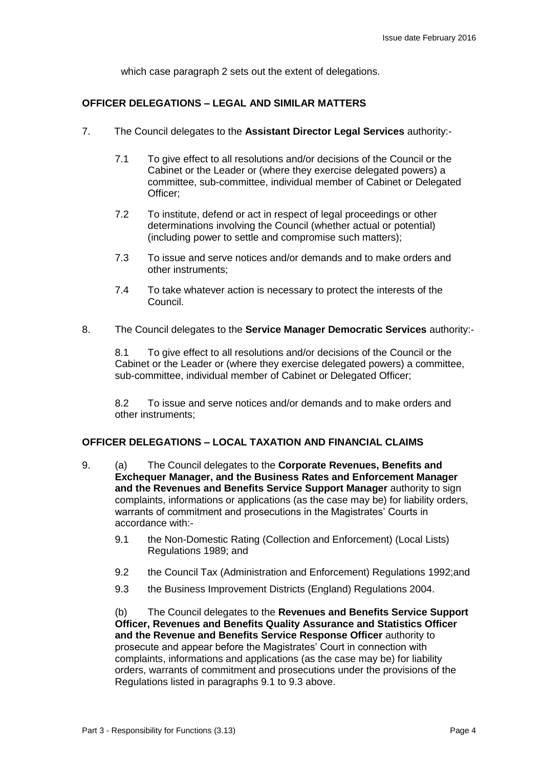which case paragraph 2 sets out the extent of delegations.

**OFFICER DELEGATIONS – LEGAL AND SIMILAR MATTERS**

7. The Council delegates to the **Assistant Director Legal Services** authority:-

   7.1 To give effect to all resolutions and/or decisions of the Council or the Cabinet or the Leader or (where they exercise delegated powers) a committee, sub-committee, individual member of Cabinet or Delegated Officer;

   7.2 To institute, defend or act in respect of legal proceedings or other determinations involving the Council (whether actual or potential) (including power to settle and compromise such matters);

   7.3 To issue and serve notices and/or demands and to make orders and other instruments;

   7.4 To take whatever action is necessary to protect the interests of the Council.

8. The Council delegates to the **Service Manager Democratic Services** authority:-

   8.1 To give effect to all resolutions and/or decisions of the Council or the Cabinet or the Leader or (where they exercise delegated powers) a committee, sub-committee, individual member of Cabinet or Delegated Officer;

   8.2 To issue and serve notices and/or demands and to make orders and other instruments;

**OFFICER DELEGATIONS – LOCAL TAXATION AND FINANCIAL CLAIMS**

9. (a) The Council delegates to the **Corporate Revenues, Benefits and Exchequer Manager, and the Business Rates and Enforcement Manager and the Revenues and Benefits Service Support Manager** authority to sign complaints, informations or applications (as the case may be) for liability orders, warrants of commitment and prosecutions in the Magistrates' Courts in accordance with:-

   9.1 the Non-Domestic Rating (Collection and Enforcement) (Local Lists) Regulations 1989; and

   9.2 the Council Tax (Administration and Enforcement) Regulations 1992;and

   9.3 the Business Improvement Districts (England) Regulations 2004.

   (b) The Council delegates to the **Revenues and Benefits Service Support Officer, Revenues and Benefits Quality Assurance and Statistics Officer and the Revenue and Benefits Service Response Officer** authority to prosecute and appear before the Magistrates' Court in connection with complaints, informations and applications (as the case may be) for liability orders, warrants of commitment and prosecutions under the provisions of the Regulations listed in paragraphs 9.1 to 9.3 above.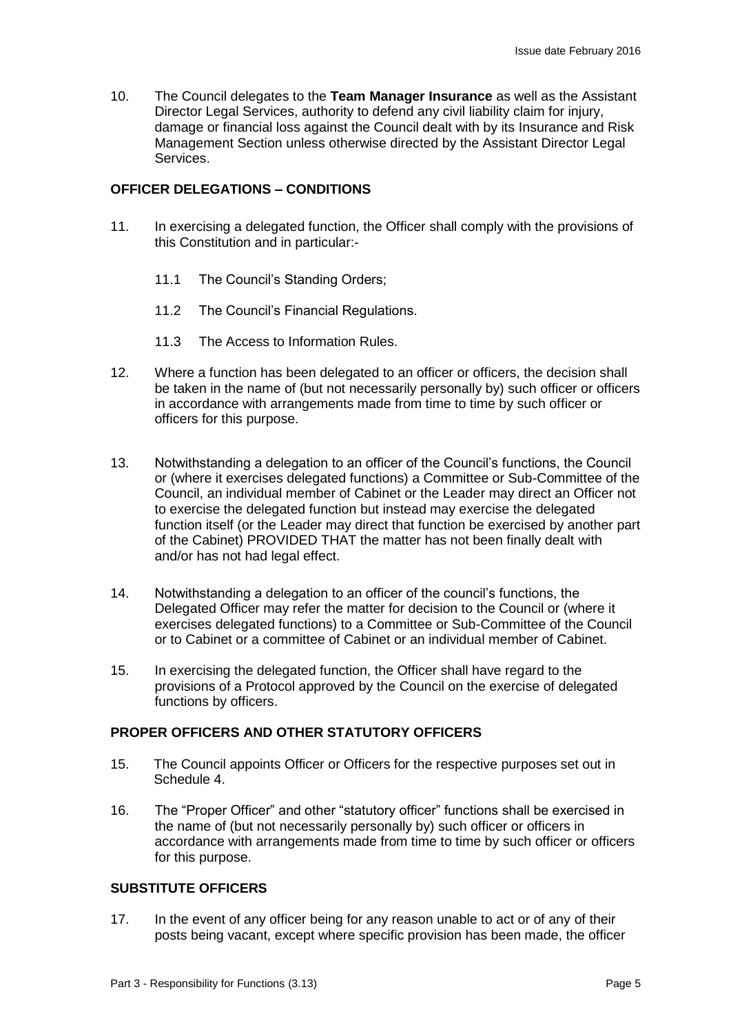10. The Council delegates to the **Team Manager Insurance** as well as the Assistant Director Legal Services, authority to defend any civil liability claim for injury, damage or financial loss against the Council dealt with by its Insurance and Risk Management Section unless otherwise directed by the Assistant Director Legal Services.

**OFFICER DELEGATIONS – CONDITIONS**

11. In exercising a delegated function, the Officer shall comply with the provisions of this Constitution and in particular:-

    11.1 The Council's Standing Orders;

    11.2 The Council's Financial Regulations.

    11.3 The Access to Information Rules.

12. Where a function has been delegated to an officer or officers, the decision shall be taken in the name of (but not necessarily personally by) such officer or officers in accordance with arrangements made from time to time by such officer or officers for this purpose.

13. Notwithstanding a delegation to an officer of the Council's functions, the Council or (where it exercises delegated functions) a Committee or Sub-Committee of the Council, an individual member of Cabinet or the Leader may direct an Officer not to exercise the delegated function but instead may exercise the delegated function itself (or the Leader may direct that function be exercised by another part of the Cabinet) PROVIDED THAT the matter has not been finally dealt with and/or has not had legal effect.

14. Notwithstanding a delegation to an officer of the council's functions, the Delegated Officer may refer the matter for decision to the Council or (where it exercises delegated functions) to a Committee or Sub-Committee of the Council or to Cabinet or a committee of Cabinet or an individual member of Cabinet.

15. In exercising the delegated function, the Officer shall have regard to the provisions of a Protocol approved by the Council on the exercise of delegated functions by officers.

**PROPER OFFICERS AND OTHER STATUTORY OFFICERS**

15. The Council appoints Officer or Officers for the respective purposes set out in Schedule 4.

16. The "Proper Officer" and other "statutory officer" functions shall be exercised in the name of (but not necessarily personally by) such officer or officers in accordance with arrangements made from time to time by such officer or officers for this purpose.

**SUBSTITUTE OFFICERS**

17. In the event of any officer being for any reason unable to act or of any of their posts being vacant, except where specific provision has been made, the officer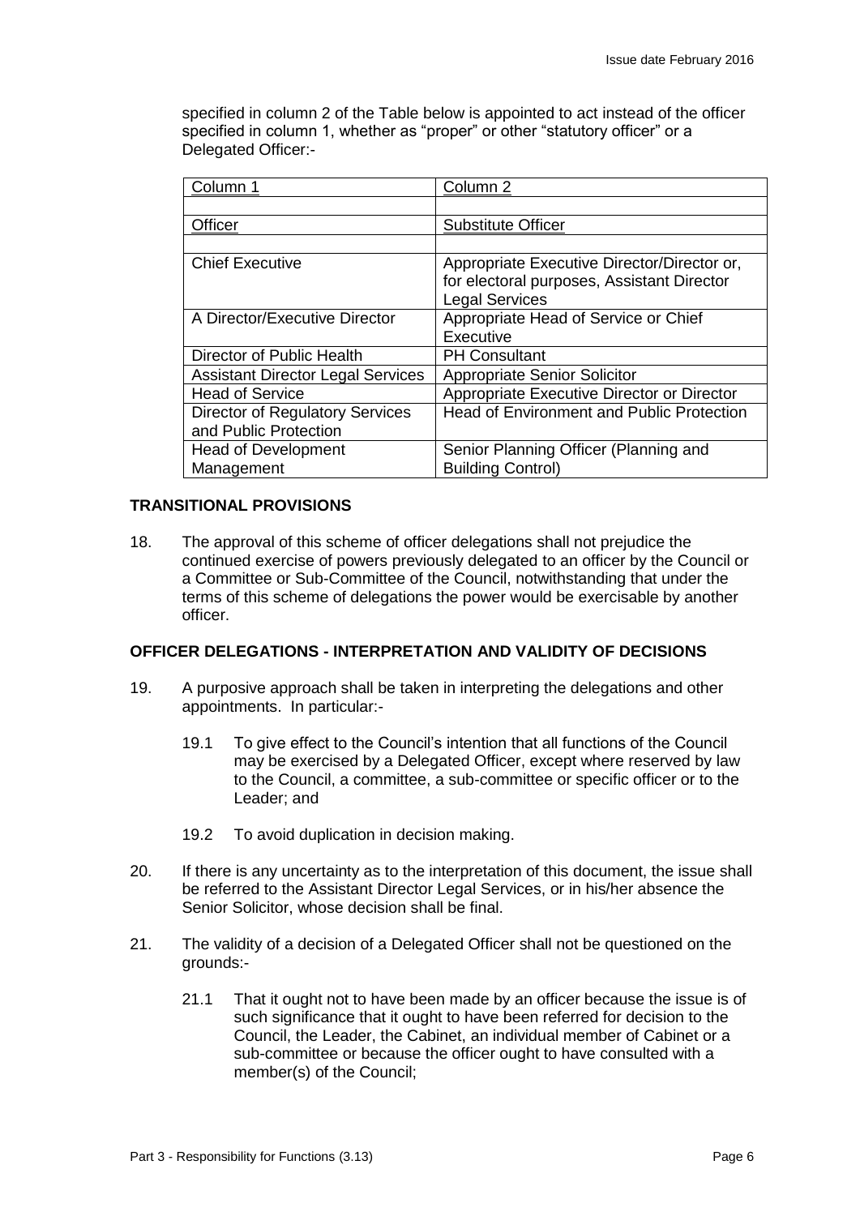specified in column 2 of the Table below is appointed to act instead of the officer specified in column 1, whether as "proper" or other "statutory officer" or a Delegated Officer:-

| Column 1 | Column 2 |
|---|---|
| | |
| Officer | Substitute Officer |
| | |
| Chief Executive | Appropriate Executive Director/Director or, for electoral purposes, Assistant Director Legal Services |
| A Director/Executive Director | Appropriate Head of Service or Chief Executive |
| Director of Public Health | PH Consultant |
| Assistant Director Legal Services | Appropriate Senior Solicitor |
| Head of Service | Appropriate Executive Director or Director |
| Director of Regulatory Services and Public Protection | Head of Environment and Public Protection |
| Head of Development Management | Senior Planning Officer (Planning and Building Control) |

### TRANSITIONAL PROVISIONS

18. The approval of this scheme of officer delegations shall not prejudice the continued exercise of powers previously delegated to an officer by the Council or a Committee or Sub-Committee of the Council, notwithstanding that under the terms of this scheme of delegations the power would be exercisable by another officer.

### OFFICER DELEGATIONS - INTERPRETATION AND VALIDITY OF DECISIONS

19. A purposive approach shall be taken in interpreting the delegations and other appointments. In particular:-

    19.1 To give effect to the Council's intention that all functions of the Council may be exercised by a Delegated Officer, except where reserved by law to the Council, a committee, a sub-committee or specific officer or to the Leader; and

    19.2 To avoid duplication in decision making.

20. If there is any uncertainty as to the interpretation of this document, the issue shall be referred to the Assistant Director Legal Services, or in his/her absence the Senior Solicitor, whose decision shall be final.

21. The validity of a decision of a Delegated Officer shall not be questioned on the grounds:-

    21.1 That it ought not to have been made by an officer because the issue is of such significance that it ought to have been referred for decision to the Council, the Leader, the Cabinet, an individual member of Cabinet or a sub-committee or because the officer ought to have consulted with a member(s) of the Council;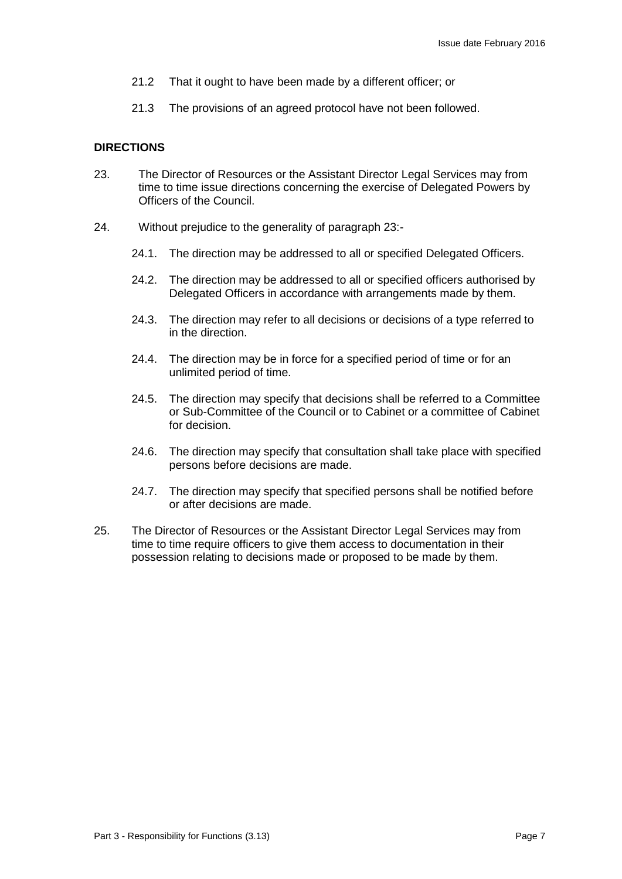21.2 That it ought to have been made by a different officer; or

21.3 The provisions of an agreed protocol have not been followed.

**DIRECTIONS**

23. The Director of Resources or the Assistant Director Legal Services may from time to time issue directions concerning the exercise of Delegated Powers by Officers of the Council.

24. Without prejudice to the generality of paragraph 23:-

    24.1. The direction may be addressed to all or specified Delegated Officers.

    24.2. The direction may be addressed to all or specified officers authorised by Delegated Officers in accordance with arrangements made by them.

    24.3. The direction may refer to all decisions or decisions of a type referred to in the direction.

    24.4. The direction may be in force for a specified period of time or for an unlimited period of time.

    24.5. The direction may specify that decisions shall be referred to a Committee or Sub-Committee of the Council or to Cabinet or a committee of Cabinet for decision.

    24.6. The direction may specify that consultation shall take place with specified persons before decisions are made.

    24.7. The direction may specify that specified persons shall be notified before or after decisions are made.

25. The Director of Resources or the Assistant Director Legal Services may from time to time require officers to give them access to documentation in their possession relating to decisions made or proposed to be made by them.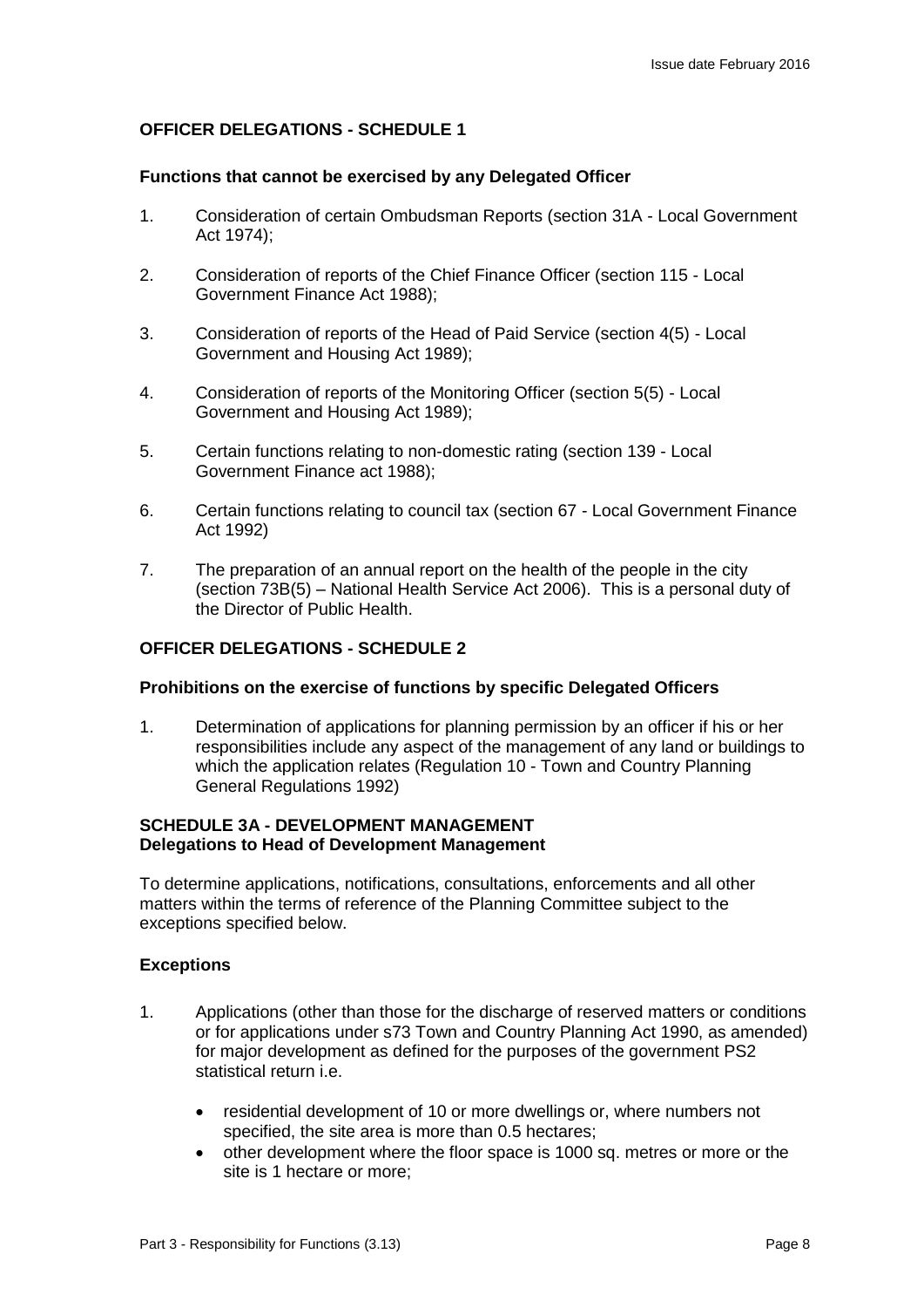## OFFICER DELEGATIONS - SCHEDULE 1

### Functions that cannot be exercised by any Delegated Officer

1. Consideration of certain Ombudsman Reports (section 31A - Local Government Act 1974);

2. Consideration of reports of the Chief Finance Officer (section 115 - Local Government Finance Act 1988);

3. Consideration of reports of the Head of Paid Service (section 4(5) - Local Government and Housing Act 1989);

4. Consideration of reports of the Monitoring Officer (section 5(5) - Local Government and Housing Act 1989);

5. Certain functions relating to non-domestic rating (section 139 - Local Government Finance act 1988);

6. Certain functions relating to council tax (section 67 - Local Government Finance Act 1992)

7. The preparation of an annual report on the health of the people in the city (section 73B(5) – National Health Service Act 2006). This is a personal duty of the Director of Public Health.

## OFFICER DELEGATIONS - SCHEDULE 2

### Prohibitions on the exercise of functions by specific Delegated Officers

1. Determination of applications for planning permission by an officer if his or her responsibilities include any aspect of the management of any land or buildings to which the application relates (Regulation 10 - Town and Country Planning General Regulations 1992)

## SCHEDULE 3A - DEVELOPMENT MANAGEMENT
### Delegations to Head of Development Management

To determine applications, notifications, consultations, enforcements and all other matters within the terms of reference of the Planning Committee subject to the exceptions specified below.

### Exceptions

1. Applications (other than those for the discharge of reserved matters or conditions or for applications under s73 Town and Country Planning Act 1990, as amended) for major development as defined for the purposes of the government PS2 statistical return i.e.

   - residential development of 10 or more dwellings or, where numbers not specified, the site area is more than 0.5 hectares;
   - other development where the floor space is 1000 sq. metres or more or the site is 1 hectare or more;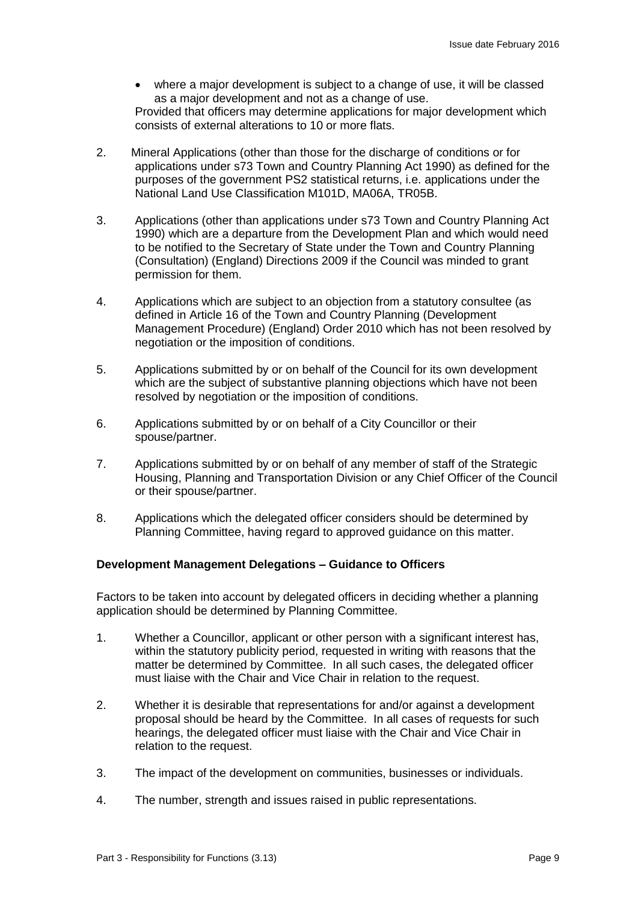- where a major development is subject to a change of use, it will be classed as a major development and not as a change of use.

Provided that officers may determine applications for major development which consists of external alterations to 10 or more flats.

2. Mineral Applications (other than those for the discharge of conditions or for applications under s73 Town and Country Planning Act 1990) as defined for the purposes of the government PS2 statistical returns, i.e. applications under the National Land Use Classification M101D, MA06A, TR05B.

3. Applications (other than applications under s73 Town and Country Planning Act 1990) which are a departure from the Development Plan and which would need to be notified to the Secretary of State under the Town and Country Planning (Consultation) (England) Directions 2009 if the Council was minded to grant permission for them.

4. Applications which are subject to an objection from a statutory consultee (as defined in Article 16 of the Town and Country Planning (Development Management Procedure) (England) Order 2010 which has not been resolved by negotiation or the imposition of conditions.

5. Applications submitted by or on behalf of the Council for its own development which are the subject of substantive planning objections which have not been resolved by negotiation or the imposition of conditions.

6. Applications submitted by or on behalf of a City Councillor or their spouse/partner.

7. Applications submitted by or on behalf of any member of staff of the Strategic Housing, Planning and Transportation Division or any Chief Officer of the Council or their spouse/partner.

8. Applications which the delegated officer considers should be determined by Planning Committee, having regard to approved guidance on this matter.

**Development Management Delegations – Guidance to Officers**

Factors to be taken into account by delegated officers in deciding whether a planning application should be determined by Planning Committee.

1. Whether a Councillor, applicant or other person with a significant interest has, within the statutory publicity period, requested in writing with reasons that the matter be determined by Committee. In all such cases, the delegated officer must liaise with the Chair and Vice Chair in relation to the request.

2. Whether it is desirable that representations for and/or against a development proposal should be heard by the Committee. In all cases of requests for such hearings, the delegated officer must liaise with the Chair and Vice Chair in relation to the request.

3. The impact of the development on communities, businesses or individuals.

4. The number, strength and issues raised in public representations.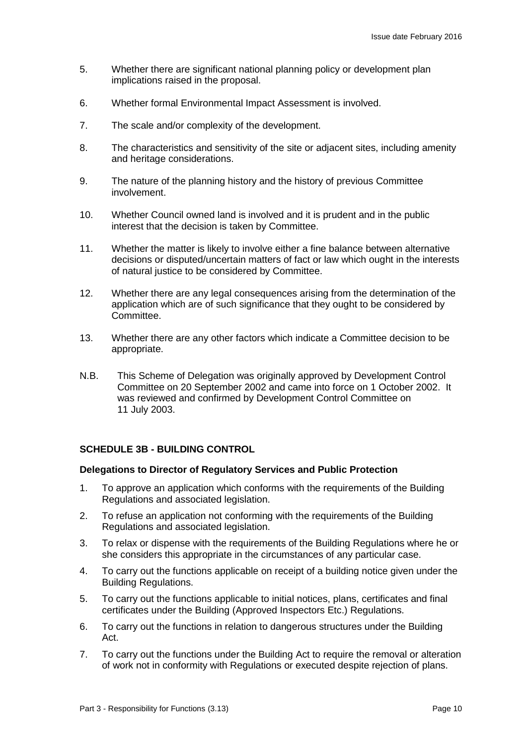5. Whether there are significant national planning policy or development plan implications raised in the proposal.

6. Whether formal Environmental Impact Assessment is involved.

7. The scale and/or complexity of the development.

8. The characteristics and sensitivity of the site or adjacent sites, including amenity and heritage considerations.

9. The nature of the planning history and the history of previous Committee involvement.

10. Whether Council owned land is involved and it is prudent and in the public interest that the decision is taken by Committee.

11. Whether the matter is likely to involve either a fine balance between alternative decisions or disputed/uncertain matters of fact or law which ought in the interests of natural justice to be considered by Committee.

12. Whether there are any legal consequences arising from the determination of the application which are of such significance that they ought to be considered by Committee.

13. Whether there are any other factors which indicate a Committee decision to be appropriate.

N.B. This Scheme of Delegation was originally approved by Development Control Committee on 20 September 2002 and came into force on 1 October 2002. It was reviewed and confirmed by Development Control Committee on 11 July 2003.

### SCHEDULE 3B - BUILDING CONTROL

**Delegations to Director of Regulatory Services and Public Protection**

1. To approve an application which conforms with the requirements of the Building Regulations and associated legislation.
2. To refuse an application not conforming with the requirements of the Building Regulations and associated legislation.
3. To relax or dispense with the requirements of the Building Regulations where he or she considers this appropriate in the circumstances of any particular case.
4. To carry out the functions applicable on receipt of a building notice given under the Building Regulations.
5. To carry out the functions applicable to initial notices, plans, certificates and final certificates under the Building (Approved Inspectors Etc.) Regulations.
6. To carry out the functions in relation to dangerous structures under the Building Act.
7. To carry out the functions under the Building Act to require the removal or alteration of work not in conformity with Regulations or executed despite rejection of plans.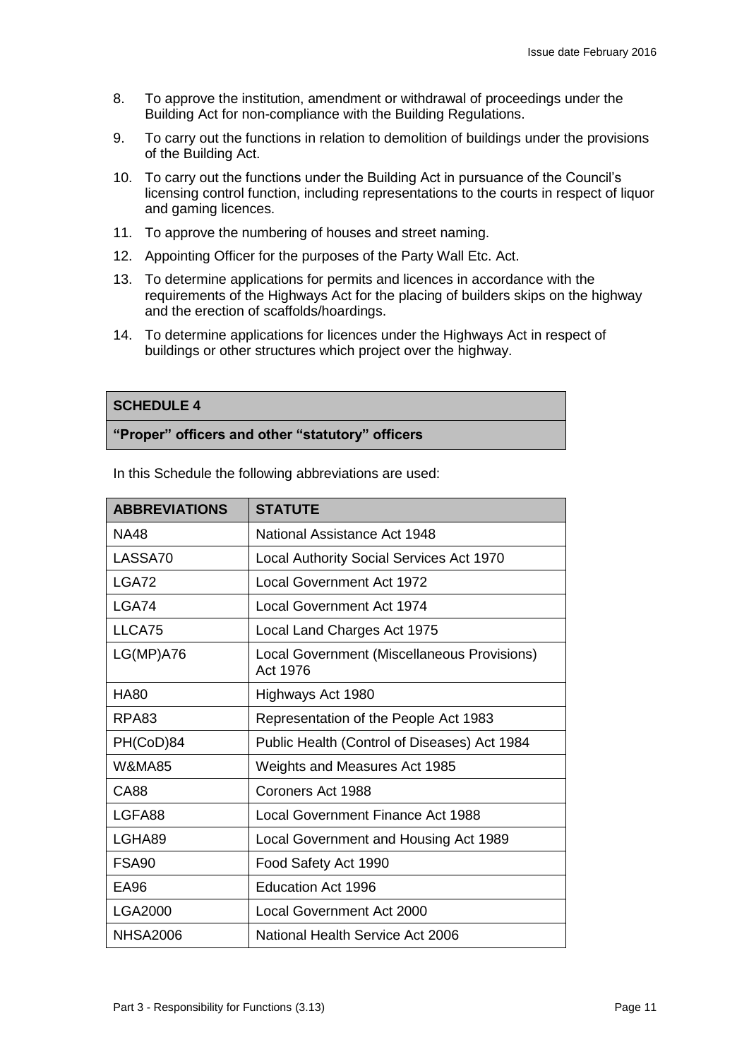8. To approve the institution, amendment or withdrawal of proceedings under the Building Act for non-compliance with the Building Regulations.
9. To carry out the functions in relation to demolition of buildings under the provisions of the Building Act.
10. To carry out the functions under the Building Act in pursuance of the Council's licensing control function, including representations to the courts in respect of liquor and gaming licences.
11. To approve the numbering of houses and street naming.
12. Appointing Officer for the purposes of the Party Wall Etc. Act.
13. To determine applications for permits and licences in accordance with the requirements of the Highways Act for the placing of builders skips on the highway and the erection of scaffolds/hoardings.
14. To determine applications for licences under the Highways Act in respect of buildings or other structures which project over the highway.

## SCHEDULE 4

**"Proper" officers and other "statutory" officers**

In this Schedule the following abbreviations are used:

| ABBREVIATIONS | STATUTE |
|---|---|
| NA48 | National Assistance Act 1948 |
| LASSA70 | Local Authority Social Services Act 1970 |
| LGA72 | Local Government Act 1972 |
| LGA74 | Local Government Act 1974 |
| LLCA75 | Local Land Charges Act 1975 |
| LG(MP)A76 | Local Government (Miscellaneous Provisions) Act 1976 |
| HA80 | Highways Act 1980 |
| RPA83 | Representation of the People Act 1983 |
| PH(CoD)84 | Public Health (Control of Diseases) Act 1984 |
| W&MA85 | Weights and Measures Act 1985 |
| CA88 | Coroners Act 1988 |
| LGFA88 | Local Government Finance Act 1988 |
| LGHA89 | Local Government and Housing Act 1989 |
| FSA90 | Food Safety Act 1990 |
| EA96 | Education Act 1996 |
| LGA2000 | Local Government Act 2000 |
| NHSA2006 | National Health Service Act 2006 |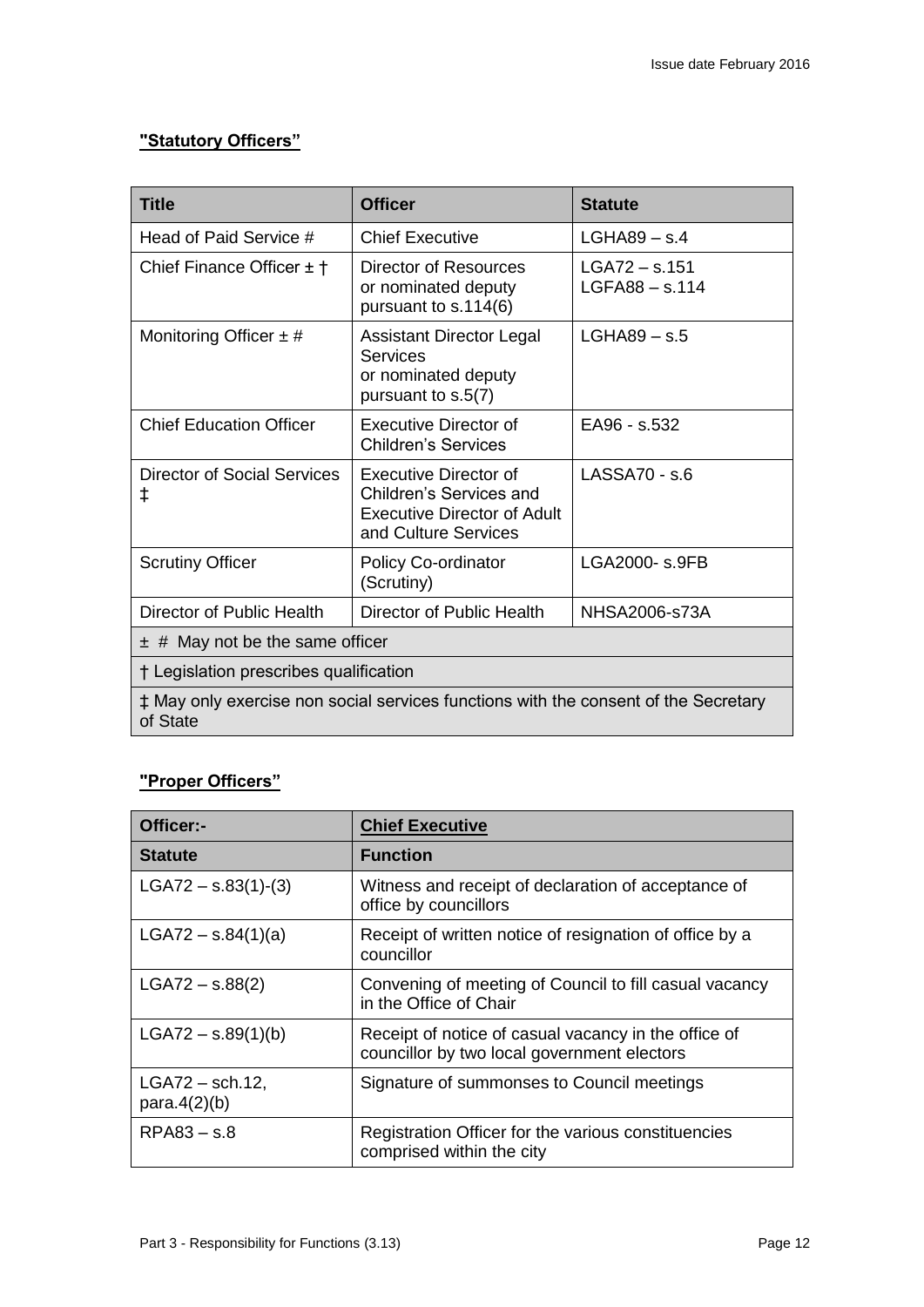**"Statutory Officers"**

| Title | Officer | Statute |
|---|---|---|
| Head of Paid Service # | Chief Executive | LGHA89 – s.4 |
| Chief Finance Officer ± † | Director of Resources or nominated deputy pursuant to s.114(6) | LGA72 – s.151<br>LGFA88 – s.114 |
| Monitoring Officer ± # | Assistant Director Legal Services or nominated deputy pursuant to s.5(7) | LGHA89 – s.5 |
| Chief Education Officer | Executive Director of Children's Services | EA96 - s.532 |
| Director of Social Services ‡ | Executive Director of Children's Services and Executive Director of Adult and Culture Services | LASSA70 - s.6 |
| Scrutiny Officer | Policy Co-ordinator (Scrutiny) | LGA2000- s.9FB |
| Director of Public Health | Director of Public Health | NHSA2006-s73A |
| ± # May not be the same officer | | |
| † Legislation prescribes qualification | | |
| ‡ May only exercise non social services functions with the consent of the Secretary of State | | |

**"Proper Officers"**

| Officer:- | Chief Executive |
|---|---|
| **Statute** | **Function** |
| LGA72 – s.83(1)-(3) | Witness and receipt of declaration of acceptance of office by councillors |
| LGA72 – s.84(1)(a) | Receipt of written notice of resignation of office by a councillor |
| LGA72 – s.88(2) | Convening of meeting of Council to fill casual vacancy in the Office of Chair |
| LGA72 – s.89(1)(b) | Receipt of notice of casual vacancy in the office of councillor by two local government electors |
| LGA72 – sch.12, para.4(2)(b) | Signature of summonses to Council meetings |
| RPA83 – s.8 | Registration Officer for the various constituencies comprised within the city |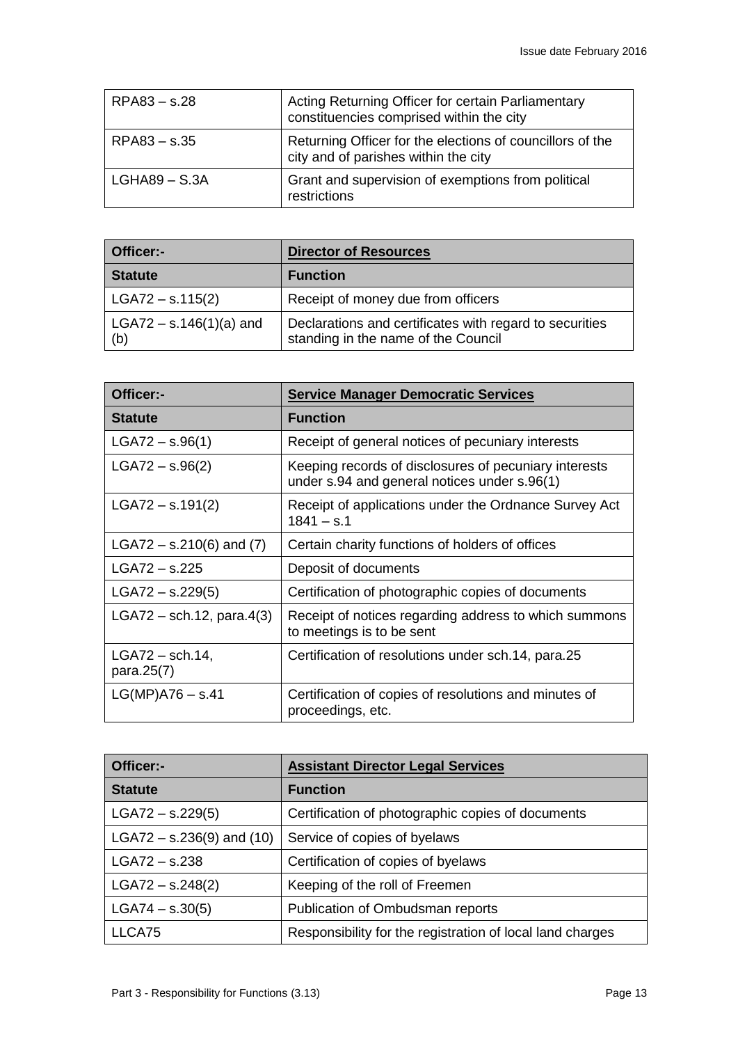| | |
|---|---|
| RPA83 – s.28 | Acting Returning Officer for certain Parliamentary constituencies comprised within the city |
| RPA83 – s.35 | Returning Officer for the elections of councillors of the city and of parishes within the city |
| LGHA89 – S.3A | Grant and supervision of exemptions from political restrictions |

| **Officer:-** | **Director of Resources** |
|---|---|
| **Statute** | **Function** |
| LGA72 – s.115(2) | Receipt of money due from officers |
| LGA72 – s.146(1)(a) and (b) | Declarations and certificates with regard to securities standing in the name of the Council |

| **Officer:-** | **Service Manager Democratic Services** |
|---|---|
| **Statute** | **Function** |
| LGA72 – s.96(1) | Receipt of general notices of pecuniary interests |
| LGA72 – s.96(2) | Keeping records of disclosures of pecuniary interests under s.94 and general notices under s.96(1) |
| LGA72 – s.191(2) | Receipt of applications under the Ordnance Survey Act 1841 – s.1 |
| LGA72 – s.210(6) and (7) | Certain charity functions of holders of offices |
| LGA72 – s.225 | Deposit of documents |
| LGA72 – s.229(5) | Certification of photographic copies of documents |
| LGA72 – sch.12, para.4(3) | Receipt of notices regarding address to which summons to meetings is to be sent |
| LGA72 – sch.14, para.25(7) | Certification of resolutions under sch.14, para.25 |
| LG(MP)A76 – s.41 | Certification of copies of resolutions and minutes of proceedings, etc. |

| **Officer:-** | **Assistant Director Legal Services** |
|---|---|
| **Statute** | **Function** |
| LGA72 – s.229(5) | Certification of photographic copies of documents |
| LGA72 – s.236(9) and (10) | Service of copies of byelaws |
| LGA72 – s.238 | Certification of copies of byelaws |
| LGA72 – s.248(2) | Keeping of the roll of Freemen |
| LGA74 – s.30(5) | Publication of Ombudsman reports |
| LLCA75 | Responsibility for the registration of local land charges |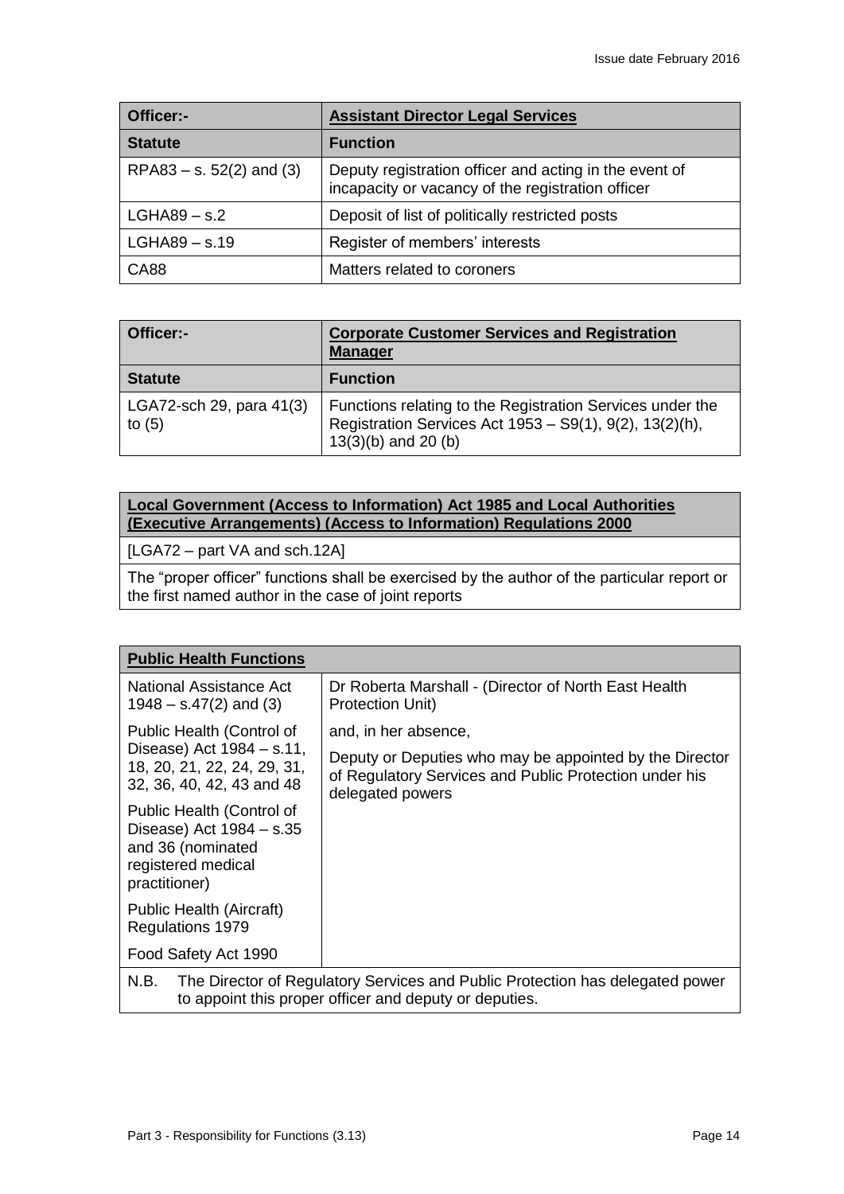| Officer:- | **Assistant Director Legal Services** |
|---|---|
| **Statute** | **Function** |
| RPA83 – s. 52(2) and (3) | Deputy registration officer and acting in the event of incapacity or vacancy of the registration officer |
| LGHA89 – s.2 | Deposit of list of politically restricted posts |
| LGHA89 – s.19 | Register of members' interests |
| CA88 | Matters related to coroners |

| Officer:- | **Corporate Customer Services and Registration Manager** |
|---|---|
| **Statute** | **Function** |
| LGA72-sch 29, para 41(3) to (5) | Functions relating to the Registration Services under the Registration Services Act 1953 – S9(1), 9(2), 13(2)(h), 13(3)(b) and 20 (b) |

| **Local Government (Access to Information) Act 1985 and Local Authorities (Executive Arrangements) (Access to Information) Regulations 2000** |
|---|
| [LGA72 – part VA and sch.12A] |
| The "proper officer" functions shall be exercised by the author of the particular report or the first named author in the case of joint reports |

| **Public Health Functions** | |
|---|---|
| National Assistance Act 1948 – s.47(2) and (3)<br><br>Public Health (Control of Disease) Act 1984 – s.11, 18, 20, 21, 22, 24, 29, 31, 32, 36, 40, 42, 43 and 48<br><br>Public Health (Control of Disease) Act 1984 – s.35 and 36 (nominated registered medical practitioner)<br><br>Public Health (Aircraft) Regulations 1979<br><br>Food Safety Act 1990 | Dr Roberta Marshall - (Director of North East Health Protection Unit)<br><br>and, in her absence,<br><br>Deputy or Deputies who may be appointed by the Director of Regulatory Services and Public Protection under his delegated powers |
| N.B. The Director of Regulatory Services and Public Protection has delegated power to appoint this proper officer and deputy or deputies. | |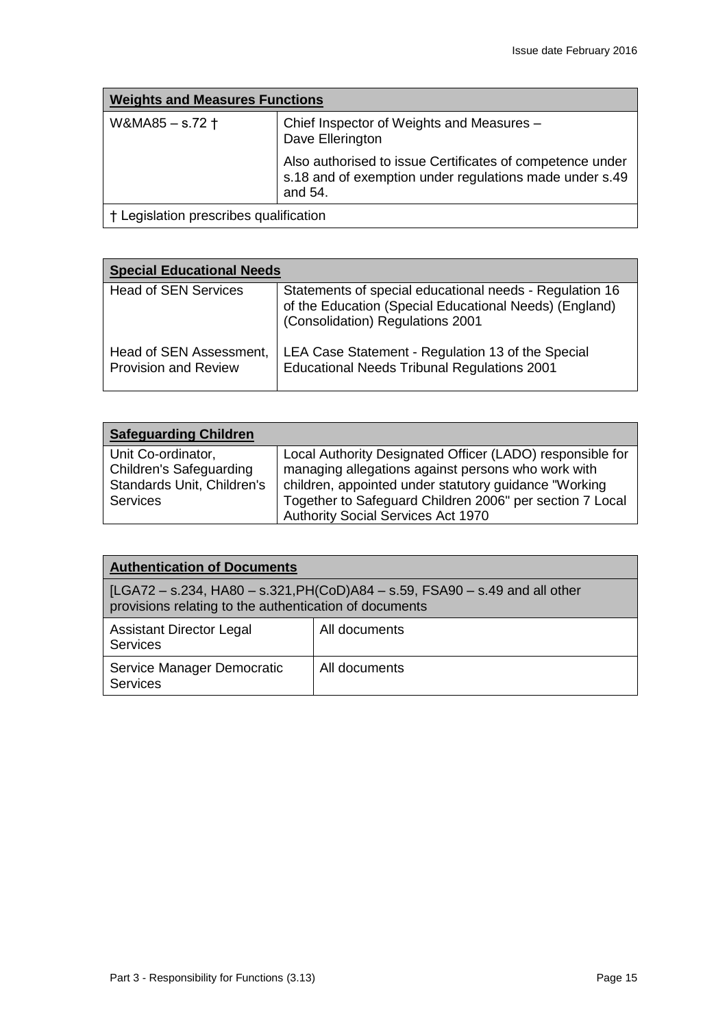| **Weights and Measures Functions** | |
|---|---|
| W&MA85 – s.72 † | Chief Inspector of Weights and Measures – Dave Ellerington<br><br>Also authorised to issue Certificates of competence under s.18 and of exemption under regulations made under s.49 and 54. |
| † Legislation prescribes qualification | |

| **Special Educational Needs** | |
|---|---|
| Head of SEN Services | Statements of special educational needs - Regulation 16 of the Education (Special Educational Needs) (England) (Consolidation) Regulations 2001 |
| Head of SEN Assessment, Provision and Review | LEA Case Statement - Regulation 13 of the Special Educational Needs Tribunal Regulations 2001 |

| **Safeguarding Children** | |
|---|---|
| Unit Co-ordinator, Children's Safeguarding Standards Unit, Children's Services | Local Authority Designated Officer (LADO) responsible for managing allegations against persons who work with children, appointed under statutory guidance "Working Together to Safeguard Children 2006" per section 7 Local Authority Social Services Act 1970 |

| **Authentication of Documents** | |
|---|---|
| [LGA72 – s.234, HA80 – s.321,PH(CoD)A84 – s.59, FSA90 – s.49 and all other provisions relating to the authentication of documents | |
| Assistant Director Legal Services | All documents |
| Service Manager Democratic Services | All documents |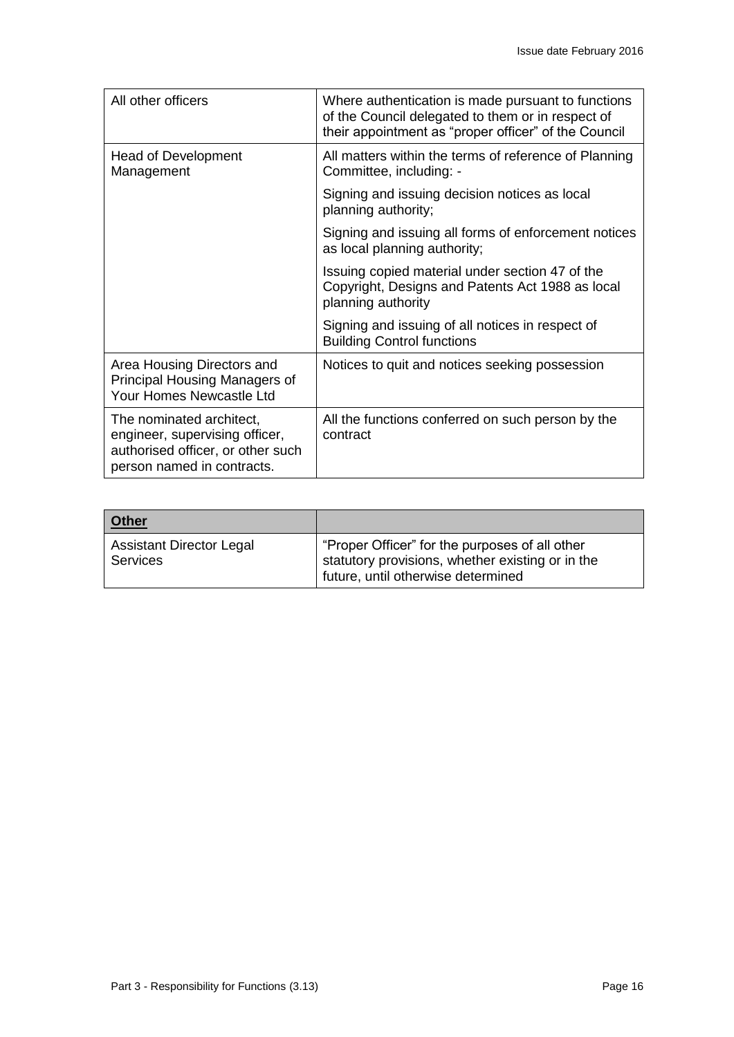| | |
|---|---|
| All other officers | Where authentication is made pursuant to functions of the Council delegated to them or in respect of their appointment as "proper officer" of the Council |
| Head of Development Management | All matters within the terms of reference of Planning Committee, including: - |
| | Signing and issuing decision notices as local planning authority; |
| | Signing and issuing all forms of enforcement notices as local planning authority; |
| | Issuing copied material under section 47 of the Copyright, Designs and Patents Act 1988 as local planning authority |
| | Signing and issuing of all notices in respect of Building Control functions |
| Area Housing Directors and Principal Housing Managers of Your Homes Newcastle Ltd | Notices to quit and notices seeking possession |
| The nominated architect, engineer, supervising officer, authorised officer, or other such person named in contracts. | All the functions conferred on such person by the contract |

| **Other** | |
|---|---|
| Assistant Director Legal Services | "Proper Officer" for the purposes of all other statutory provisions, whether existing or in the future, until otherwise determined |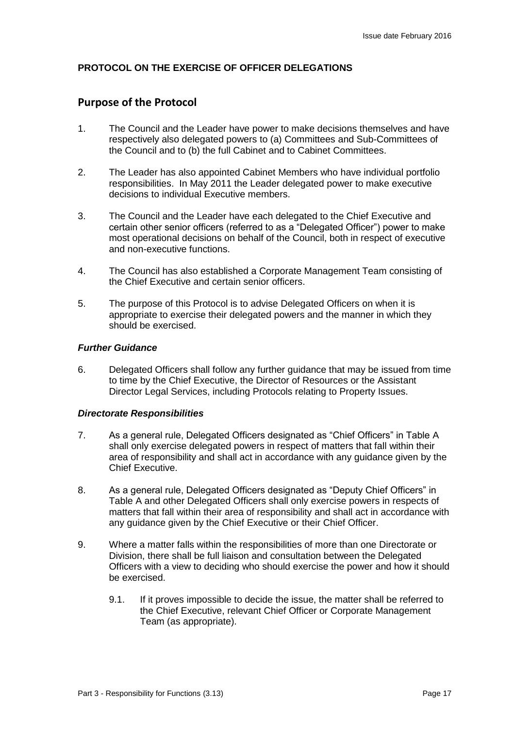**PROTOCOL ON THE EXERCISE OF OFFICER DELEGATIONS**

## Purpose of the Protocol

1. The Council and the Leader have power to make decisions themselves and have respectively also delegated powers to (a) Committees and Sub-Committees of the Council and to (b) the full Cabinet and to Cabinet Committees.

2. The Leader has also appointed Cabinet Members who have individual portfolio responsibilities. In May 2011 the Leader delegated power to make executive decisions to individual Executive members.

3. The Council and the Leader have each delegated to the Chief Executive and certain other senior officers (referred to as a "Delegated Officer") power to make most operational decisions on behalf of the Council, both in respect of executive and non-executive functions.

4. The Council has also established a Corporate Management Team consisting of the Chief Executive and certain senior officers.

5. The purpose of this Protocol is to advise Delegated Officers on when it is appropriate to exercise their delegated powers and the manner in which they should be exercised.

### *Further Guidance*

6. Delegated Officers shall follow any further guidance that may be issued from time to time by the Chief Executive, the Director of Resources or the Assistant Director Legal Services, including Protocols relating to Property Issues.

### *Directorate Responsibilities*

7. As a general rule, Delegated Officers designated as "Chief Officers" in Table A shall only exercise delegated powers in respect of matters that fall within their area of responsibility and shall act in accordance with any guidance given by the Chief Executive.

8. As a general rule, Delegated Officers designated as "Deputy Chief Officers" in Table A and other Delegated Officers shall only exercise powers in respects of matters that fall within their area of responsibility and shall act in accordance with any guidance given by the Chief Executive or their Chief Officer.

9. Where a matter falls within the responsibilities of more than one Directorate or Division, there shall be full liaison and consultation between the Delegated Officers with a view to deciding who should exercise the power and how it should be exercised.

    9.1. If it proves impossible to decide the issue, the matter shall be referred to the Chief Executive, relevant Chief Officer or Corporate Management Team (as appropriate).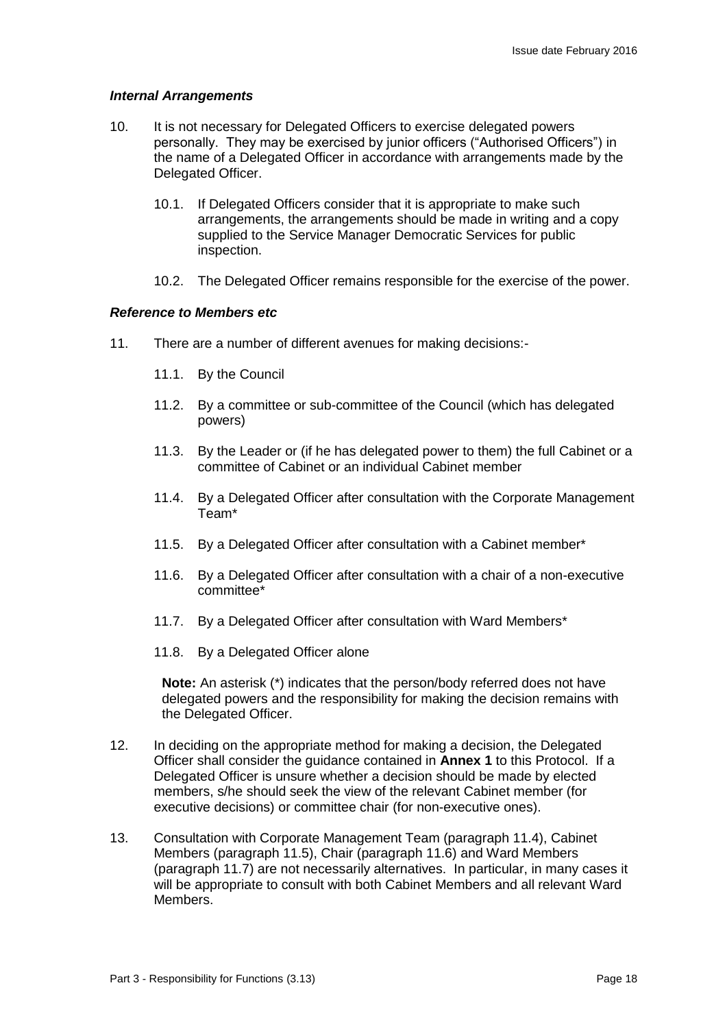### *Internal Arrangements*

10. It is not necessary for Delegated Officers to exercise delegated powers personally. They may be exercised by junior officers ("Authorised Officers") in the name of a Delegated Officer in accordance with arrangements made by the Delegated Officer.

    10.1. If Delegated Officers consider that it is appropriate to make such arrangements, the arrangements should be made in writing and a copy supplied to the Service Manager Democratic Services for public inspection.

    10.2. The Delegated Officer remains responsible for the exercise of the power.

### *Reference to Members etc*

11. There are a number of different avenues for making decisions:-

    11.1. By the Council

    11.2. By a committee or sub-committee of the Council (which has delegated powers)

    11.3. By the Leader or (if he has delegated power to them) the full Cabinet or a committee of Cabinet or an individual Cabinet member

    11.4. By a Delegated Officer after consultation with the Corporate Management Team*

    11.5. By a Delegated Officer after consultation with a Cabinet member*

    11.6. By a Delegated Officer after consultation with a chair of a non-executive committee*

    11.7. By a Delegated Officer after consultation with Ward Members*

    11.8. By a Delegated Officer alone

    **Note:** An asterisk (*) indicates that the person/body referred does not have delegated powers and the responsibility for making the decision remains with the Delegated Officer.

12. In deciding on the appropriate method for making a decision, the Delegated Officer shall consider the guidance contained in **Annex 1** to this Protocol. If a Delegated Officer is unsure whether a decision should be made by elected members, s/he should seek the view of the relevant Cabinet member (for executive decisions) or committee chair (for non-executive ones).

13. Consultation with Corporate Management Team (paragraph 11.4), Cabinet Members (paragraph 11.5), Chair (paragraph 11.6) and Ward Members (paragraph 11.7) are not necessarily alternatives. In particular, in many cases it will be appropriate to consult with both Cabinet Members and all relevant Ward Members.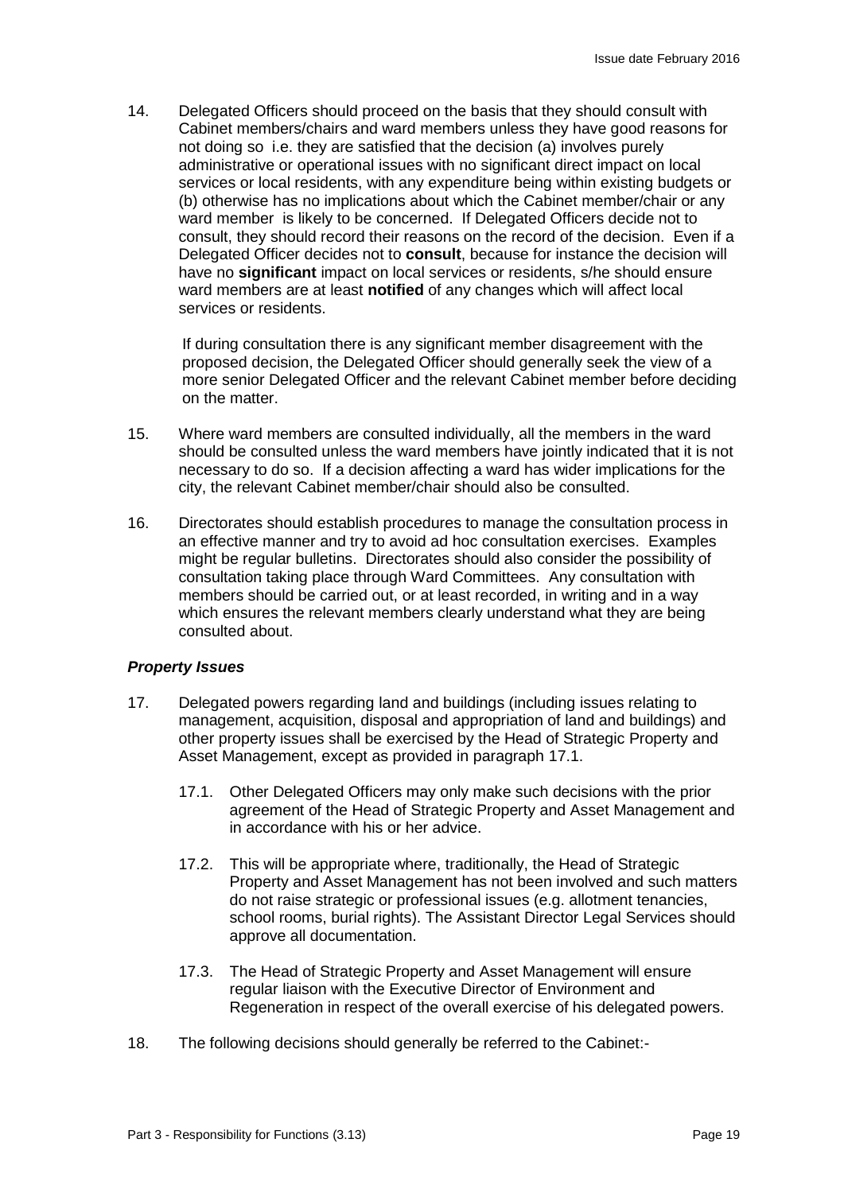14. Delegated Officers should proceed on the basis that they should consult with Cabinet members/chairs and ward members unless they have good reasons for not doing so i.e. they are satisfied that the decision (a) involves purely administrative or operational issues with no significant direct impact on local services or local residents, with any expenditure being within existing budgets or (b) otherwise has no implications about which the Cabinet member/chair or any ward member is likely to be concerned. If Delegated Officers decide not to consult, they should record their reasons on the record of the decision. Even if a Delegated Officer decides not to **consult**, because for instance the decision will have no **significant** impact on local services or residents, s/he should ensure ward members are at least **notified** of any changes which will affect local services or residents.

    If during consultation there is any significant member disagreement with the proposed decision, the Delegated Officer should generally seek the view of a more senior Delegated Officer and the relevant Cabinet member before deciding on the matter.

15. Where ward members are consulted individually, all the members in the ward should be consulted unless the ward members have jointly indicated that it is not necessary to do so. If a decision affecting a ward has wider implications for the city, the relevant Cabinet member/chair should also be consulted.

16. Directorates should establish procedures to manage the consultation process in an effective manner and try to avoid ad hoc consultation exercises. Examples might be regular bulletins. Directorates should also consider the possibility of consultation taking place through Ward Committees. Any consultation with members should be carried out, or at least recorded, in writing and in a way which ensures the relevant members clearly understand what they are being consulted about.

***Property Issues***

17. Delegated powers regarding land and buildings (including issues relating to management, acquisition, disposal and appropriation of land and buildings) and other property issues shall be exercised by the Head of Strategic Property and Asset Management, except as provided in paragraph 17.1.

    17.1. Other Delegated Officers may only make such decisions with the prior agreement of the Head of Strategic Property and Asset Management and in accordance with his or her advice.

    17.2. This will be appropriate where, traditionally, the Head of Strategic Property and Asset Management has not been involved and such matters do not raise strategic or professional issues (e.g. allotment tenancies, school rooms, burial rights). The Assistant Director Legal Services should approve all documentation.

    17.3. The Head of Strategic Property and Asset Management will ensure regular liaison with the Executive Director of Environment and Regeneration in respect of the overall exercise of his delegated powers.

18. The following decisions should generally be referred to the Cabinet:-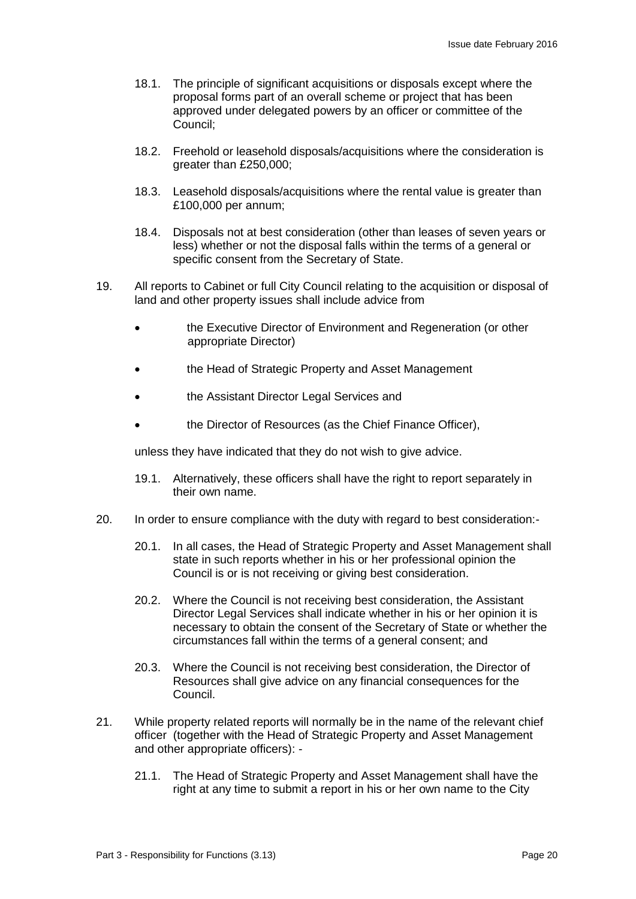18.1. The principle of significant acquisitions or disposals except where the proposal forms part of an overall scheme or project that has been approved under delegated powers by an officer or committee of the Council;

18.2. Freehold or leasehold disposals/acquisitions where the consideration is greater than £250,000;

18.3. Leasehold disposals/acquisitions where the rental value is greater than £100,000 per annum;

18.4. Disposals not at best consideration (other than leases of seven years or less) whether or not the disposal falls within the terms of a general or specific consent from the Secretary of State.

19. All reports to Cabinet or full City Council relating to the acquisition or disposal of land and other property issues shall include advice from

- the Executive Director of Environment and Regeneration (or other appropriate Director)
- the Head of Strategic Property and Asset Management
- the Assistant Director Legal Services and
- the Director of Resources (as the Chief Finance Officer),

unless they have indicated that they do not wish to give advice.

19.1. Alternatively, these officers shall have the right to report separately in their own name.

20. In order to ensure compliance with the duty with regard to best consideration:-

20.1. In all cases, the Head of Strategic Property and Asset Management shall state in such reports whether in his or her professional opinion the Council is or is not receiving or giving best consideration.

20.2. Where the Council is not receiving best consideration, the Assistant Director Legal Services shall indicate whether in his or her opinion it is necessary to obtain the consent of the Secretary of State or whether the circumstances fall within the terms of a general consent; and

20.3. Where the Council is not receiving best consideration, the Director of Resources shall give advice on any financial consequences for the Council.

21. While property related reports will normally be in the name of the relevant chief officer (together with the Head of Strategic Property and Asset Management and other appropriate officers): -

21.1. The Head of Strategic Property and Asset Management shall have the right at any time to submit a report in his or her own name to the City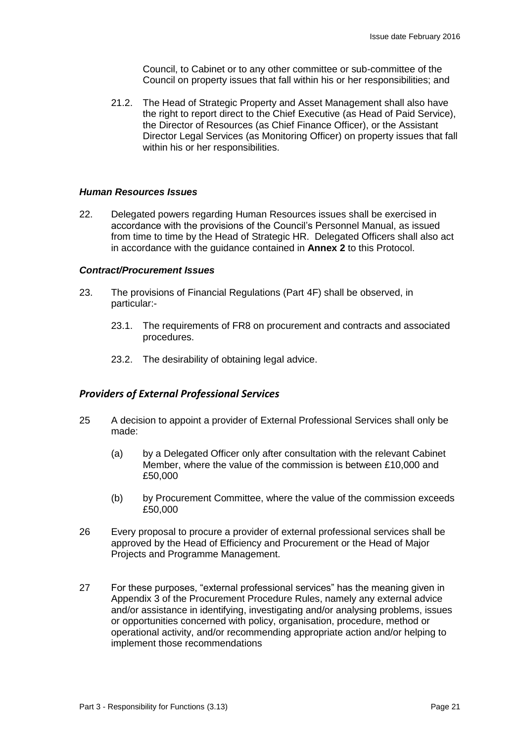Council, to Cabinet or to any other committee or sub-committee of the Council on property issues that fall within his or her responsibilities; and

21.2. The Head of Strategic Property and Asset Management shall also have the right to report direct to the Chief Executive (as Head of Paid Service), the Director of Resources (as Chief Finance Officer), or the Assistant Director Legal Services (as Monitoring Officer) on property issues that fall within his or her responsibilities.

### *Human Resources Issues*

22. Delegated powers regarding Human Resources issues shall be exercised in accordance with the provisions of the Council's Personnel Manual, as issued from time to time by the Head of Strategic HR. Delegated Officers shall also act in accordance with the guidance contained in **Annex 2** to this Protocol.

### *Contract/Procurement Issues*

23. The provisions of Financial Regulations (Part 4F) shall be observed, in particular:-

    23.1. The requirements of FR8 on procurement and contracts and associated procedures.

    23.2. The desirability of obtaining legal advice.

## *Providers of External Professional Services*

25 A decision to appoint a provider of External Professional Services shall only be made:

    (a) by a Delegated Officer only after consultation with the relevant Cabinet Member, where the value of the commission is between £10,000 and £50,000

    (b) by Procurement Committee, where the value of the commission exceeds £50,000

26 Every proposal to procure a provider of external professional services shall be approved by the Head of Efficiency and Procurement or the Head of Major Projects and Programme Management.

27 For these purposes, "external professional services" has the meaning given in Appendix 3 of the Procurement Procedure Rules, namely any external advice and/or assistance in identifying, investigating and/or analysing problems, issues or opportunities concerned with policy, organisation, procedure, method or operational activity, and/or recommending appropriate action and/or helping to implement those recommendations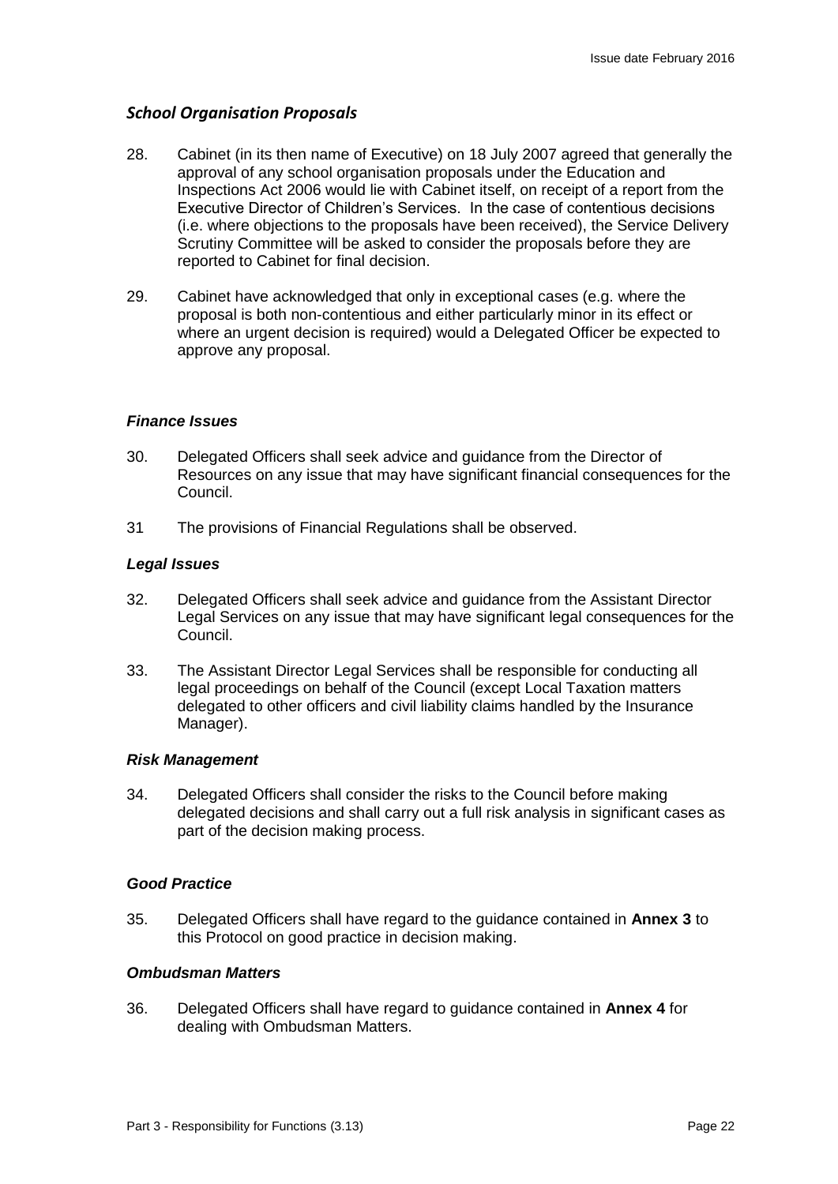### *School Organisation Proposals*

28. Cabinet (in its then name of Executive) on 18 July 2007 agreed that generally the approval of any school organisation proposals under the Education and Inspections Act 2006 would lie with Cabinet itself, on receipt of a report from the Executive Director of Children's Services. In the case of contentious decisions (i.e. where objections to the proposals have been received), the Service Delivery Scrutiny Committee will be asked to consider the proposals before they are reported to Cabinet for final decision.

29. Cabinet have acknowledged that only in exceptional cases (e.g. where the proposal is both non-contentious and either particularly minor in its effect or where an urgent decision is required) would a Delegated Officer be expected to approve any proposal.

### *Finance Issues*

30. Delegated Officers shall seek advice and guidance from the Director of Resources on any issue that may have significant financial consequences for the Council.

31 The provisions of Financial Regulations shall be observed.

### *Legal Issues*

32. Delegated Officers shall seek advice and guidance from the Assistant Director Legal Services on any issue that may have significant legal consequences for the Council.

33. The Assistant Director Legal Services shall be responsible for conducting all legal proceedings on behalf of the Council (except Local Taxation matters delegated to other officers and civil liability claims handled by the Insurance Manager).

### *Risk Management*

34. Delegated Officers shall consider the risks to the Council before making delegated decisions and shall carry out a full risk analysis in significant cases as part of the decision making process.

### *Good Practice*

35. Delegated Officers shall have regard to the guidance contained in **Annex 3** to this Protocol on good practice in decision making.

### *Ombudsman Matters*

36. Delegated Officers shall have regard to guidance contained in **Annex 4** for dealing with Ombudsman Matters.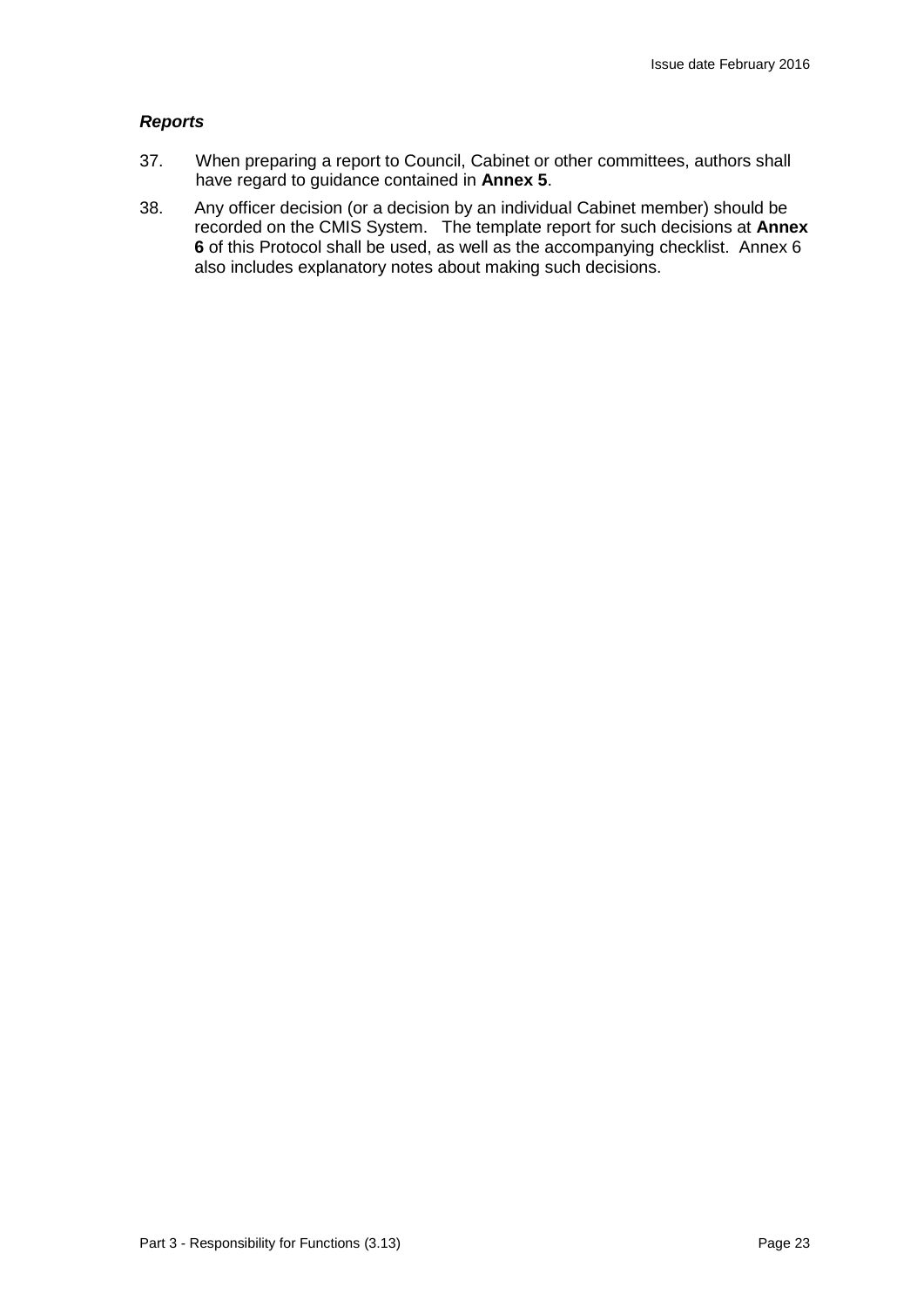***Reports***

37. When preparing a report to Council, Cabinet or other committees, authors shall have regard to guidance contained in **Annex 5**.

38. Any officer decision (or a decision by an individual Cabinet member) should be recorded on the CMIS System. The template report for such decisions at **Annex 6** of this Protocol shall be used, as well as the accompanying checklist. Annex 6 also includes explanatory notes about making such decisions.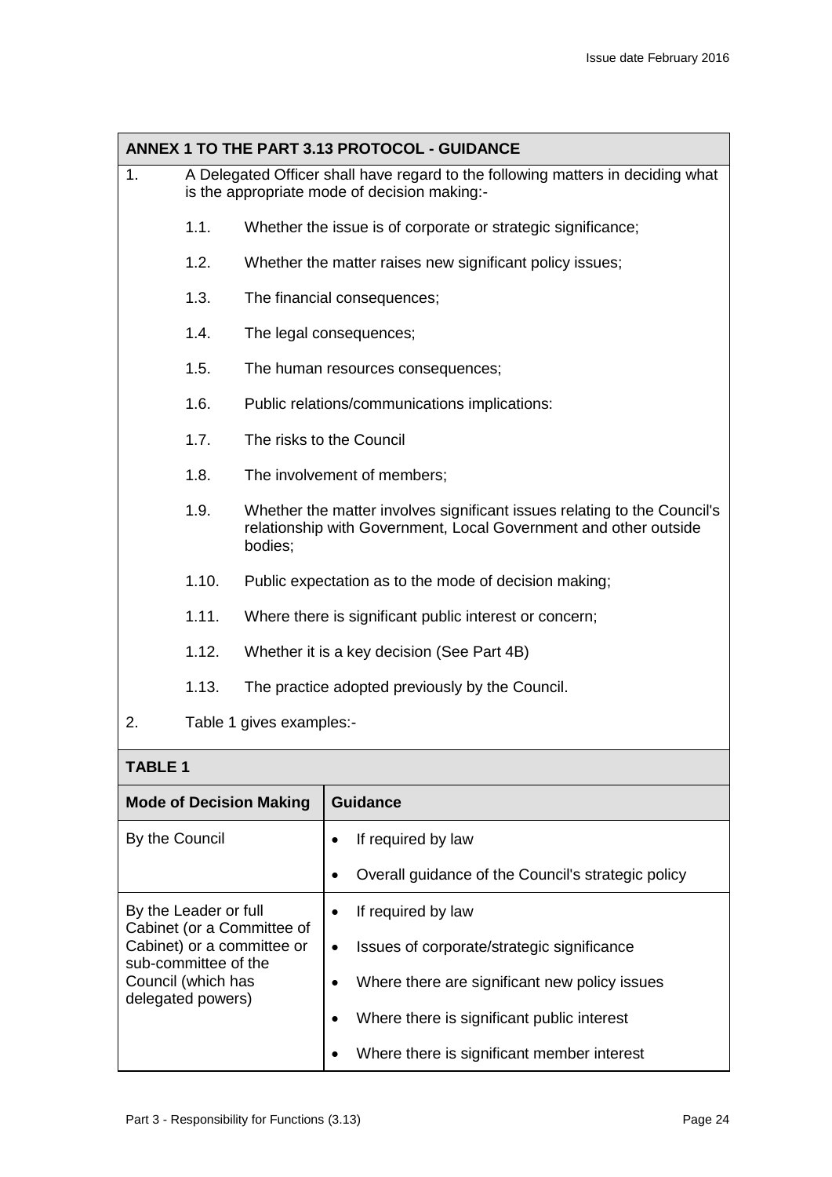## ANNEX 1 TO THE PART 3.13 PROTOCOL - GUIDANCE

1. A Delegated Officer shall have regard to the following matters in deciding what is the appropriate mode of decision making:-

   1.1. Whether the issue is of corporate or strategic significance;

   1.2. Whether the matter raises new significant policy issues;

   1.3. The financial consequences;

   1.4. The legal consequences;

   1.5. The human resources consequences;

   1.6. Public relations/communications implications:

   1.7. The risks to the Council

   1.8. The involvement of members;

   1.9. Whether the matter involves significant issues relating to the Council's relationship with Government, Local Government and other outside bodies;

   1.10. Public expectation as to the mode of decision making;

   1.11. Where there is significant public interest or concern;

   1.12. Whether it is a key decision (See Part 4B)

   1.13. The practice adopted previously by the Council.

2. Table 1 gives examples:-

### TABLE 1

| Mode of Decision Making | Guidance |
|---|---|
| By the Council | • If required by law<br>• Overall guidance of the Council's strategic policy |
| By the Leader or full Cabinet (or a Committee of Cabinet) or a committee or sub-committee of the Council (which has delegated powers) | • If required by law<br>• Issues of corporate/strategic significance<br>• Where there are significant new policy issues<br>• Where there is significant public interest<br>• Where there is significant member interest |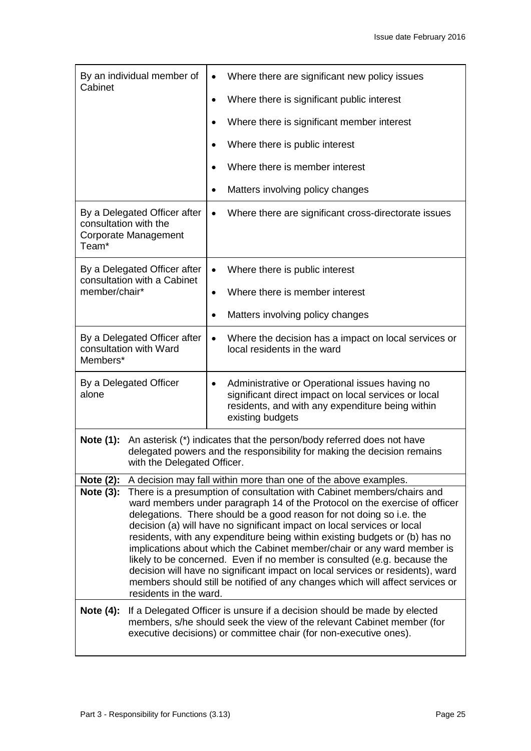| | |
|---|---|
| By an individual member of Cabinet | • Where there are significant new policy issues<br>• Where there is significant public interest<br>• Where there is significant member interest<br>• Where there is public interest<br>• Where there is member interest<br>• Matters involving policy changes |
| By a Delegated Officer after consultation with the Corporate Management Team* | • Where there are significant cross-directorate issues |
| By a Delegated Officer after consultation with a Cabinet member/chair* | • Where there is public interest<br>• Where there is member interest<br>• Matters involving policy changes |
| By a Delegated Officer after consultation with Ward Members* | • Where the decision has a impact on local services or local residents in the ward |
| By a Delegated Officer alone | • Administrative or Operational issues having no significant direct impact on local services or local residents, and with any expenditure being within existing budgets |

**Note (1):** An asterisk (*) indicates that the person/body referred does not have delegated powers and the responsibility for making the decision remains with the Delegated Officer.

**Note (2):** A decision may fall within more than one of the above examples.

**Note (3):** There is a presumption of consultation with Cabinet members/chairs and ward members under paragraph 14 of the Protocol on the exercise of officer delegations. There should be a good reason for not doing so i.e. the decision (a) will have no significant impact on local services or local residents, with any expenditure being within existing budgets or (b) has no implications about which the Cabinet member/chair or any ward member is likely to be concerned. Even if no member is consulted (e.g. because the decision will have no significant impact on local services or residents), ward members should still be notified of any changes which will affect services or residents in the ward.

**Note (4):** If a Delegated Officer is unsure if a decision should be made by elected members, s/he should seek the view of the relevant Cabinet member (for executive decisions) or committee chair (for non-executive ones).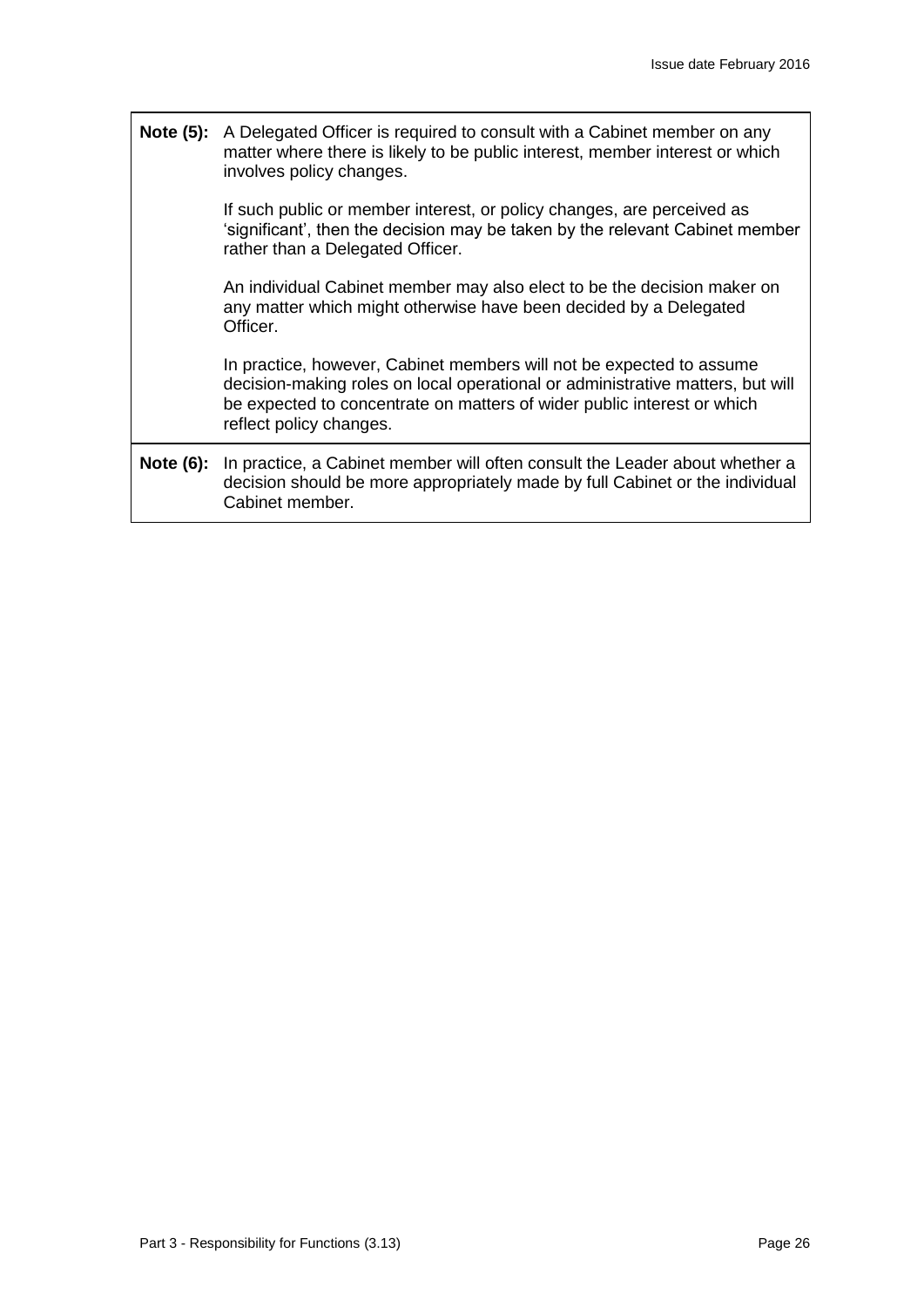| | |
|---|---|
| **Note (5):** | A Delegated Officer is required to consult with a Cabinet member on any matter where there is likely to be public interest, member interest or which involves policy changes.<br><br>If such public or member interest, or policy changes, are perceived as 'significant', then the decision may be taken by the relevant Cabinet member rather than a Delegated Officer.<br><br>An individual Cabinet member may also elect to be the decision maker on any matter which might otherwise have been decided by a Delegated Officer.<br><br>In practice, however, Cabinet members will not be expected to assume decision-making roles on local operational or administrative matters, but will be expected to concentrate on matters of wider public interest or which reflect policy changes. |
| **Note (6):** | In practice, a Cabinet member will often consult the Leader about whether a decision should be more appropriately made by full Cabinet or the individual Cabinet member. |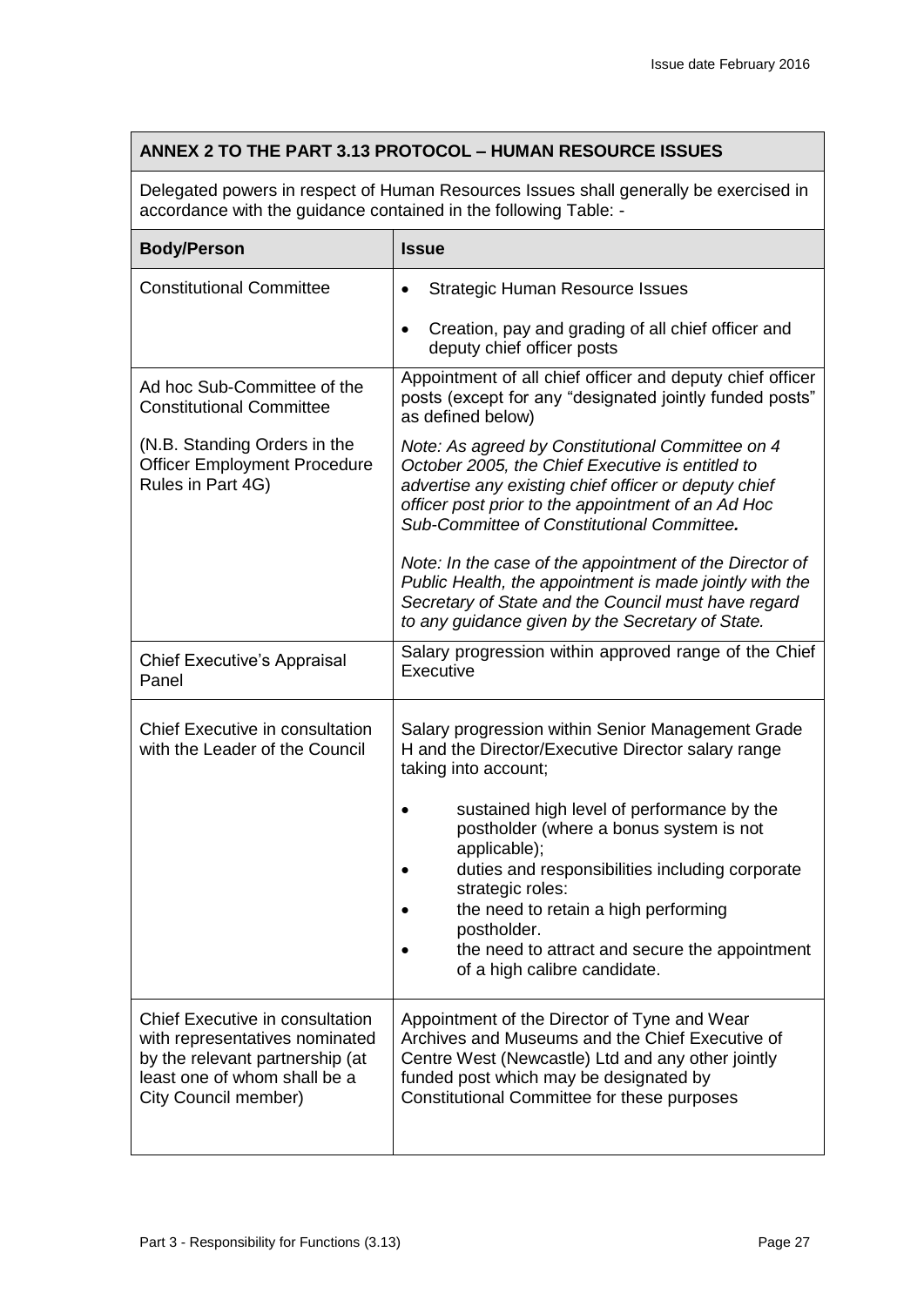## ANNEX 2 TO THE PART 3.13 PROTOCOL – HUMAN RESOURCE ISSUES

Delegated powers in respect of Human Resources Issues shall generally be exercised in accordance with the guidance contained in the following Table: -

| Body/Person | Issue |
|---|---|
| Constitutional Committee | • Strategic Human Resource Issues<br>• Creation, pay and grading of all chief officer and deputy chief officer posts |
| Ad hoc Sub-Committee of the Constitutional Committee<br><br>(N.B. Standing Orders in the Officer Employment Procedure Rules in Part 4G) | Appointment of all chief officer and deputy chief officer posts (except for any "designated jointly funded posts" as defined below)<br><br>*Note: As agreed by Constitutional Committee on 4 October 2005, the Chief Executive is entitled to advertise any existing chief officer or deputy chief officer post prior to the appointment of an Ad Hoc Sub-Committee of Constitutional Committee.*<br><br>*Note: In the case of the appointment of the Director of Public Health, the appointment is made jointly with the Secretary of State and the Council must have regard to any guidance given by the Secretary of State.* |
| Chief Executive's Appraisal Panel | Salary progression within approved range of the Chief Executive |
| Chief Executive in consultation with the Leader of the Council | Salary progression within Senior Management Grade H and the Director/Executive Director salary range taking into account;<br><br>• sustained high level of performance by the postholder (where a bonus system is not applicable);<br>• duties and responsibilities including corporate strategic roles:<br>• the need to retain a high performing postholder.<br>• the need to attract and secure the appointment of a high calibre candidate. |
| Chief Executive in consultation with representatives nominated by the relevant partnership (at least one of whom shall be a City Council member) | Appointment of the Director of Tyne and Wear Archives and Museums and the Chief Executive of Centre West (Newcastle) Ltd and any other jointly funded post which may be designated by Constitutional Committee for these purposes |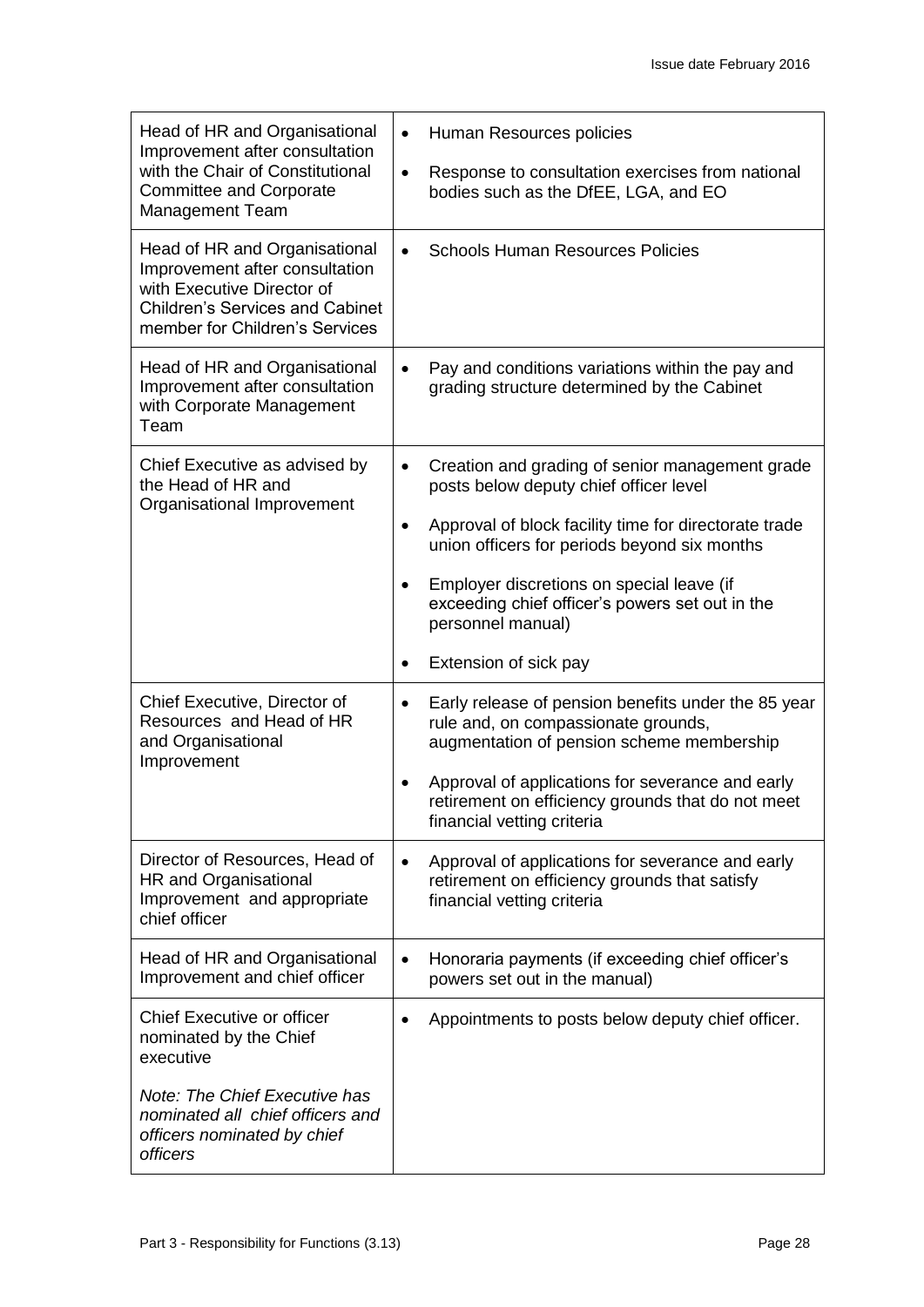| | |
|---|---|
| Head of HR and Organisational Improvement after consultation with the Chair of Constitutional Committee and Corporate Management Team | • Human Resources policies<br>• Response to consultation exercises from national bodies such as the DfEE, LGA, and EO |
| Head of HR and Organisational Improvement after consultation with Executive Director of Children's Services and Cabinet member for Children's Services | • Schools Human Resources Policies |
| Head of HR and Organisational Improvement after consultation with Corporate Management Team | • Pay and conditions variations within the pay and grading structure determined by the Cabinet |
| Chief Executive as advised by the Head of HR and Organisational Improvement | • Creation and grading of senior management grade posts below deputy chief officer level<br>• Approval of block facility time for directorate trade union officers for periods beyond six months<br>• Employer discretions on special leave (if exceeding chief officer's powers set out in the personnel manual)<br>• Extension of sick pay |
| Chief Executive, Director of Resources and Head of HR and Organisational Improvement | • Early release of pension benefits under the 85 year rule and, on compassionate grounds, augmentation of pension scheme membership<br>• Approval of applications for severance and early retirement on efficiency grounds that do not meet financial vetting criteria |
| Director of Resources, Head of HR and Organisational Improvement and appropriate chief officer | • Approval of applications for severance and early retirement on efficiency grounds that satisfy financial vetting criteria |
| Head of HR and Organisational Improvement and chief officer | • Honoraria payments (if exceeding chief officer's powers set out in the manual) |
| Chief Executive or officer nominated by the Chief executive<br><br>*Note: The Chief Executive has nominated all chief officers and officers nominated by chief officers* | • Appointments to posts below deputy chief officer. |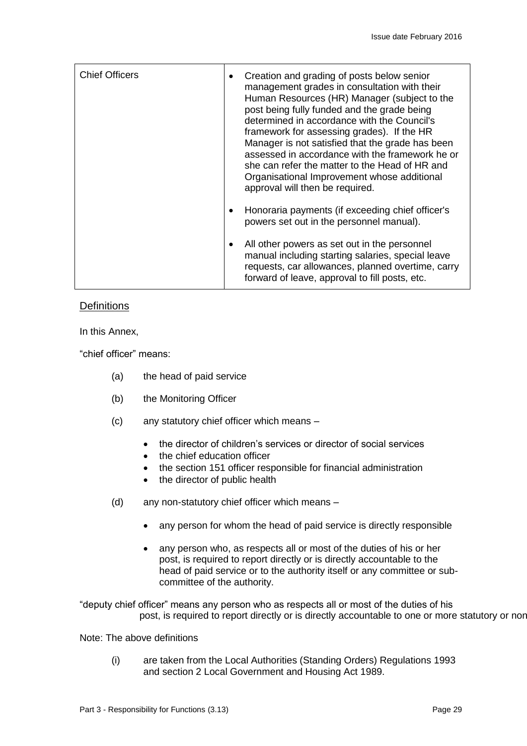| Chief Officers | • Creation and grading of posts below senior management grades in consultation with their Human Resources (HR) Manager (subject to the post being fully funded and the grade being determined in accordance with the Council's framework for assessing grades). If the HR Manager is not satisfied that the grade has been assessed in accordance with the framework he or she can refer the matter to the Head of HR and Organisational Improvement whose additional approval will then be required.<br><br>• Honoraria payments (if exceeding chief officer's powers set out in the personnel manual).<br><br>• All other powers as set out in the personnel manual including starting salaries, special leave requests, car allowances, planned overtime, carry forward of leave, approval to fill posts, etc. |
|---|---|

## Definitions

In this Annex,

"chief officer" means:

(a) the head of paid service

(b) the Monitoring Officer

(c) any statutory chief officer which means –

- the director of children's services or director of social services
- the chief education officer
- the section 151 officer responsible for financial administration
- the director of public health

(d) any non-statutory chief officer which means –

- any person for whom the head of paid service is directly responsible
- any person who, as respects all or most of the duties of his or her post, is required to report directly or is directly accountable to the head of paid service or to the authority itself or any committee or sub-committee of the authority.

"deputy chief officer" means any person who as respects all or most of the duties of his post, is required to report directly or is directly accountable to one or more statutory or non

Note: The above definitions

(i) are taken from the Local Authorities (Standing Orders) Regulations 1993 and section 2 Local Government and Housing Act 1989.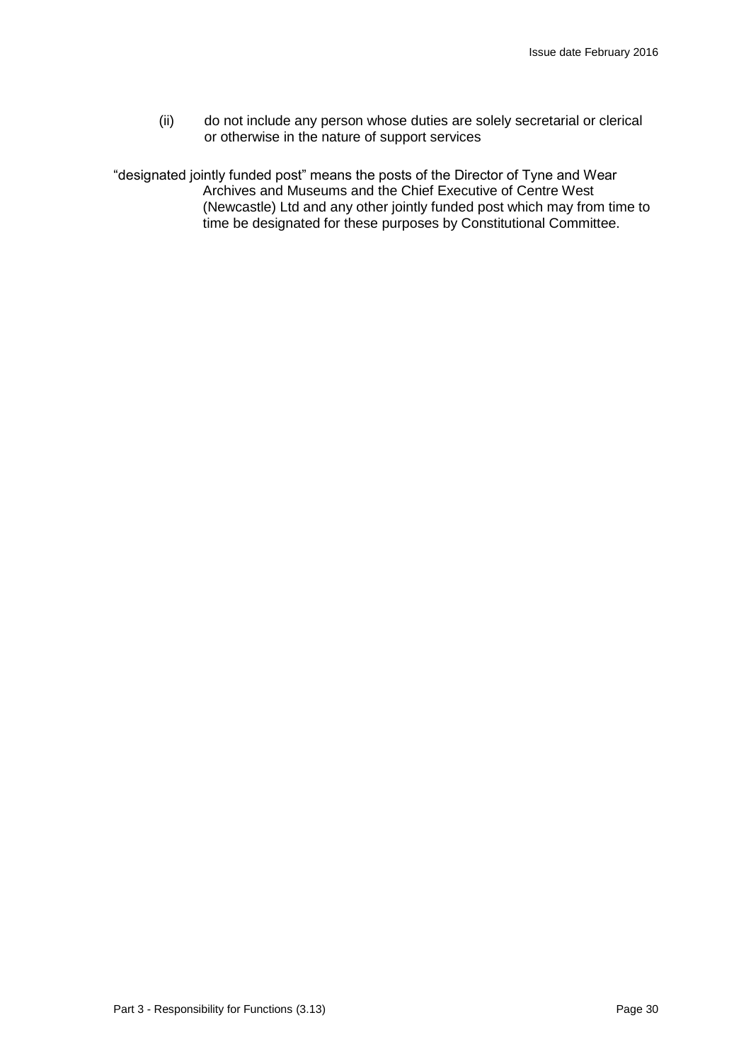(ii) do not include any person whose duties are solely secretarial or clerical or otherwise in the nature of support services

"designated jointly funded post" means the posts of the Director of Tyne and Wear Archives and Museums and the Chief Executive of Centre West (Newcastle) Ltd and any other jointly funded post which may from time to time be designated for these purposes by Constitutional Committee.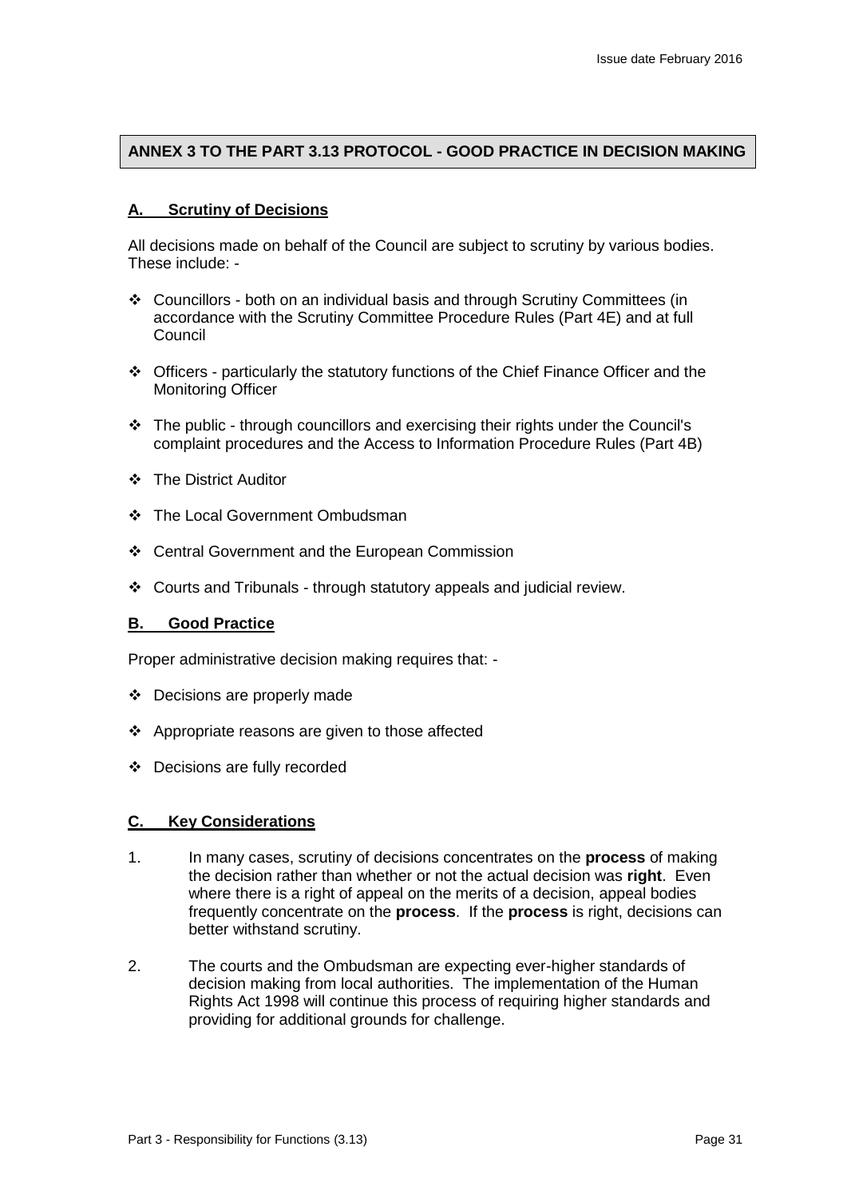## ANNEX 3 TO THE PART 3.13 PROTOCOL - GOOD PRACTICE IN DECISION MAKING

### A. Scrutiny of Decisions

All decisions made on behalf of the Council are subject to scrutiny by various bodies. These include: -

- Councillors - both on an individual basis and through Scrutiny Committees (in accordance with the Scrutiny Committee Procedure Rules (Part 4E) and at full Council
- Officers - particularly the statutory functions of the Chief Finance Officer and the Monitoring Officer
- The public - through councillors and exercising their rights under the Council's complaint procedures and the Access to Information Procedure Rules (Part 4B)
- The District Auditor
- The Local Government Ombudsman
- Central Government and the European Commission
- Courts and Tribunals - through statutory appeals and judicial review.

### B. Good Practice

Proper administrative decision making requires that: -

- Decisions are properly made
- Appropriate reasons are given to those affected
- Decisions are fully recorded

### C. Key Considerations

1. In many cases, scrutiny of decisions concentrates on the **process** of making the decision rather than whether or not the actual decision was **right**. Even where there is a right of appeal on the merits of a decision, appeal bodies frequently concentrate on the **process**. If the **process** is right, decisions can better withstand scrutiny.
2. The courts and the Ombudsman are expecting ever-higher standards of decision making from local authorities. The implementation of the Human Rights Act 1998 will continue this process of requiring higher standards and providing for additional grounds for challenge.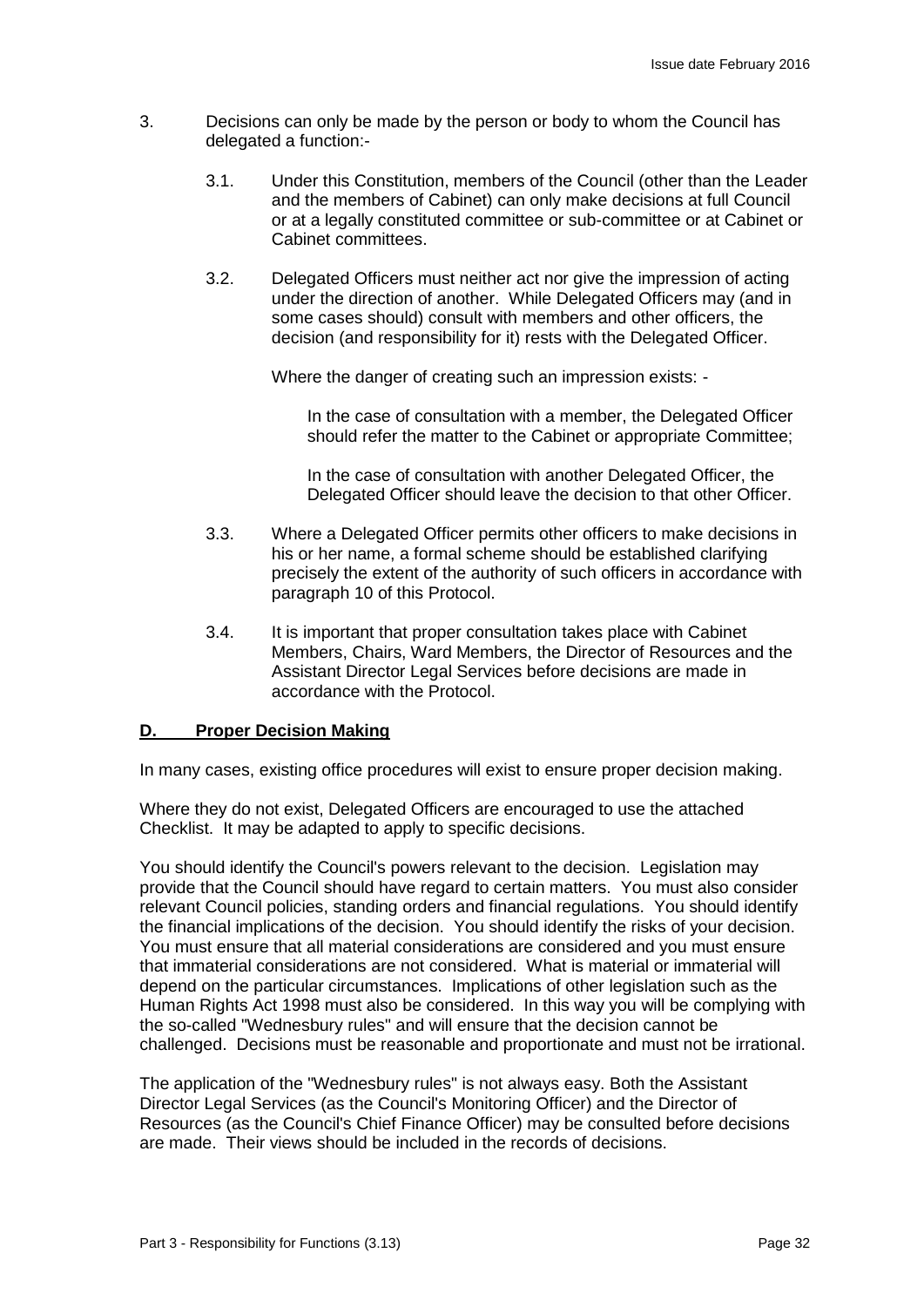3. Decisions can only be made by the person or body to whom the Council has delegated a function:-

   3.1. Under this Constitution, members of the Council (other than the Leader and the members of Cabinet) can only make decisions at full Council or at a legally constituted committee or sub-committee or at Cabinet or Cabinet committees.

   3.2. Delegated Officers must neither act nor give the impression of acting under the direction of another. While Delegated Officers may (and in some cases should) consult with members and other officers, the decision (and responsibility for it) rests with the Delegated Officer.

   Where the danger of creating such an impression exists: -

   In the case of consultation with a member, the Delegated Officer should refer the matter to the Cabinet or appropriate Committee;

   In the case of consultation with another Delegated Officer, the Delegated Officer should leave the decision to that other Officer.

   3.3. Where a Delegated Officer permits other officers to make decisions in his or her name, a formal scheme should be established clarifying precisely the extent of the authority of such officers in accordance with paragraph 10 of this Protocol.

   3.4. It is important that proper consultation takes place with Cabinet Members, Chairs, Ward Members, the Director of Resources and the Assistant Director Legal Services before decisions are made in accordance with the Protocol.

**D. Proper Decision Making**

In many cases, existing office procedures will exist to ensure proper decision making.

Where they do not exist, Delegated Officers are encouraged to use the attached Checklist. It may be adapted to apply to specific decisions.

You should identify the Council's powers relevant to the decision. Legislation may provide that the Council should have regard to certain matters. You must also consider relevant Council policies, standing orders and financial regulations. You should identify the financial implications of the decision. You should identify the risks of your decision. You must ensure that all material considerations are considered and you must ensure that immaterial considerations are not considered. What is material or immaterial will depend on the particular circumstances. Implications of other legislation such as the Human Rights Act 1998 must also be considered. In this way you will be complying with the so-called "Wednesbury rules" and will ensure that the decision cannot be challenged. Decisions must be reasonable and proportionate and must not be irrational.

The application of the "Wednesbury rules" is not always easy. Both the Assistant Director Legal Services (as the Council's Monitoring Officer) and the Director of Resources (as the Council's Chief Finance Officer) may be consulted before decisions are made. Their views should be included in the records of decisions.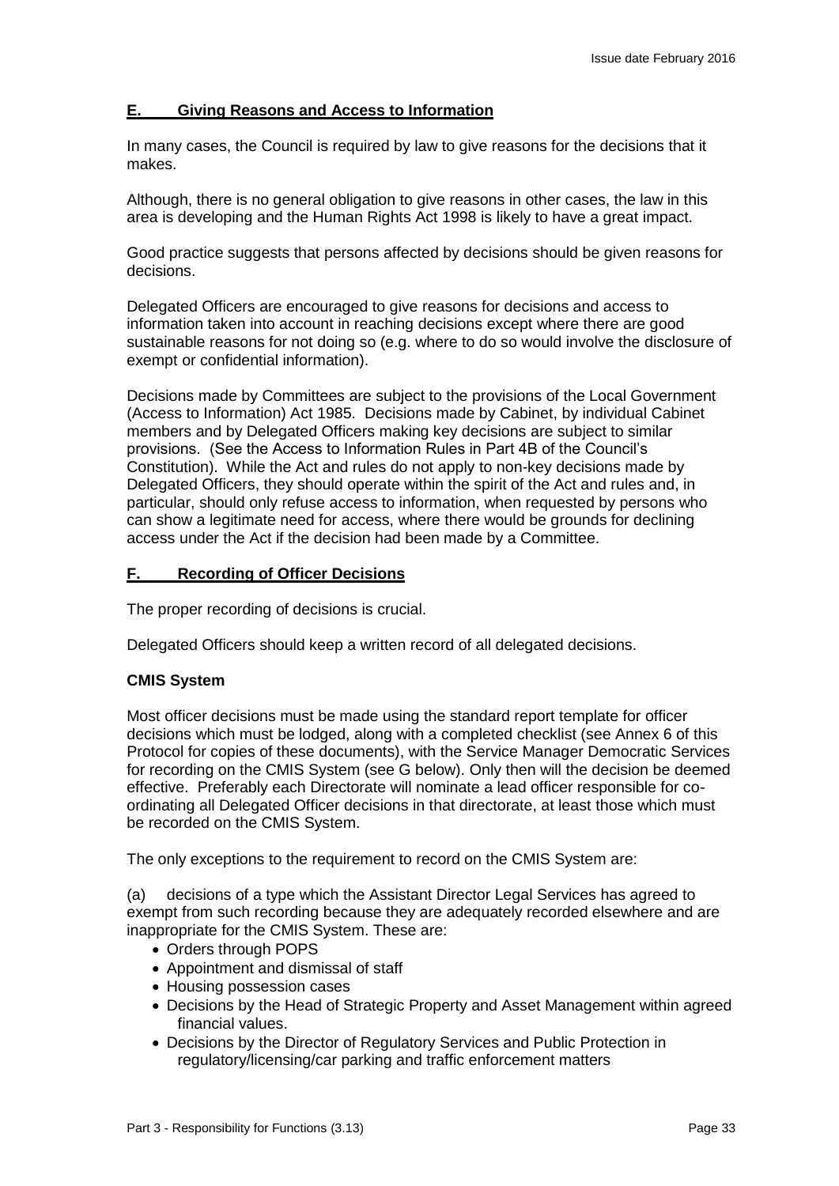## E. Giving Reasons and Access to Information

In many cases, the Council is required by law to give reasons for the decisions that it makes.

Although, there is no general obligation to give reasons in other cases, the law in this area is developing and the Human Rights Act 1998 is likely to have a great impact.

Good practice suggests that persons affected by decisions should be given reasons for decisions.

Delegated Officers are encouraged to give reasons for decisions and access to information taken into account in reaching decisions except where there are good sustainable reasons for not doing so (e.g. where to do so would involve the disclosure of exempt or confidential information).

Decisions made by Committees are subject to the provisions of the Local Government (Access to Information) Act 1985. Decisions made by Cabinet, by individual Cabinet members and by Delegated Officers making key decisions are subject to similar provisions. (See the Access to Information Rules in Part 4B of the Council's Constitution). While the Act and rules do not apply to non-key decisions made by Delegated Officers, they should operate within the spirit of the Act and rules and, in particular, should only refuse access to information, when requested by persons who can show a legitimate need for access, where there would be grounds for declining access under the Act if the decision had been made by a Committee.

## F. Recording of Officer Decisions

The proper recording of decisions is crucial.

Delegated Officers should keep a written record of all delegated decisions.

**CMIS System**

Most officer decisions must be made using the standard report template for officer decisions which must be lodged, along with a completed checklist (see Annex 6 of this Protocol for copies of these documents), with the Service Manager Democratic Services for recording on the CMIS System (see G below). Only then will the decision be deemed effective. Preferably each Directorate will nominate a lead officer responsible for co-ordinating all Delegated Officer decisions in that directorate, at least those which must be recorded on the CMIS System.

The only exceptions to the requirement to record on the CMIS System are:

(a) decisions of a type which the Assistant Director Legal Services has agreed to exempt from such recording because they are adequately recorded elsewhere and are inappropriate for the CMIS System. These are:

- Orders through POPS
- Appointment and dismissal of staff
- Housing possession cases
- Decisions by the Head of Strategic Property and Asset Management within agreed financial values.
- Decisions by the Director of Regulatory Services and Public Protection in regulatory/licensing/car parking and traffic enforcement matters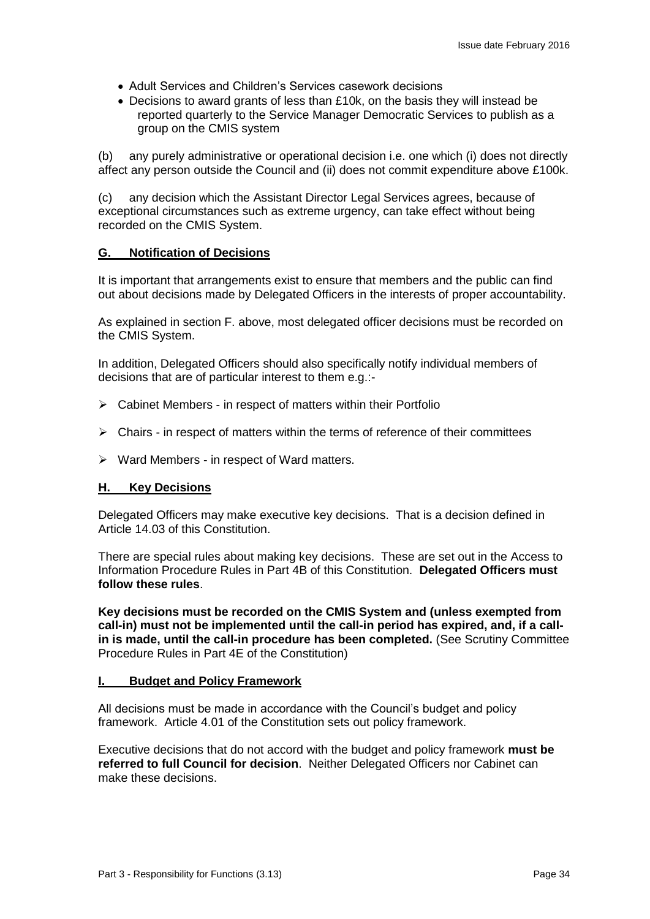- Adult Services and Children's Services casework decisions
- Decisions to award grants of less than £10k, on the basis they will instead be reported quarterly to the Service Manager Democratic Services to publish as a group on the CMIS system

(b) any purely administrative or operational decision i.e. one which (i) does not directly affect any person outside the Council and (ii) does not commit expenditure above £100k.

(c) any decision which the Assistant Director Legal Services agrees, because of exceptional circumstances such as extreme urgency, can take effect without being recorded on the CMIS System.

## G. Notification of Decisions

It is important that arrangements exist to ensure that members and the public can find out about decisions made by Delegated Officers in the interests of proper accountability.

As explained in section F. above, most delegated officer decisions must be recorded on the CMIS System.

In addition, Delegated Officers should also specifically notify individual members of decisions that are of particular interest to them e.g.:-

- Cabinet Members - in respect of matters within their Portfolio
- Chairs - in respect of matters within the terms of reference of their committees
- Ward Members - in respect of Ward matters.

## H. Key Decisions

Delegated Officers may make executive key decisions. That is a decision defined in Article 14.03 of this Constitution.

There are special rules about making key decisions. These are set out in the Access to Information Procedure Rules in Part 4B of this Constitution. **Delegated Officers must follow these rules**.

**Key decisions must be recorded on the CMIS System and (unless exempted from call-in) must not be implemented until the call-in period has expired, and, if a call-in is made, until the call-in procedure has been completed.** (See Scrutiny Committee Procedure Rules in Part 4E of the Constitution)

## I. Budget and Policy Framework

All decisions must be made in accordance with the Council's budget and policy framework. Article 4.01 of the Constitution sets out policy framework.

Executive decisions that do not accord with the budget and policy framework **must be referred to full Council for decision**. Neither Delegated Officers nor Cabinet can make these decisions.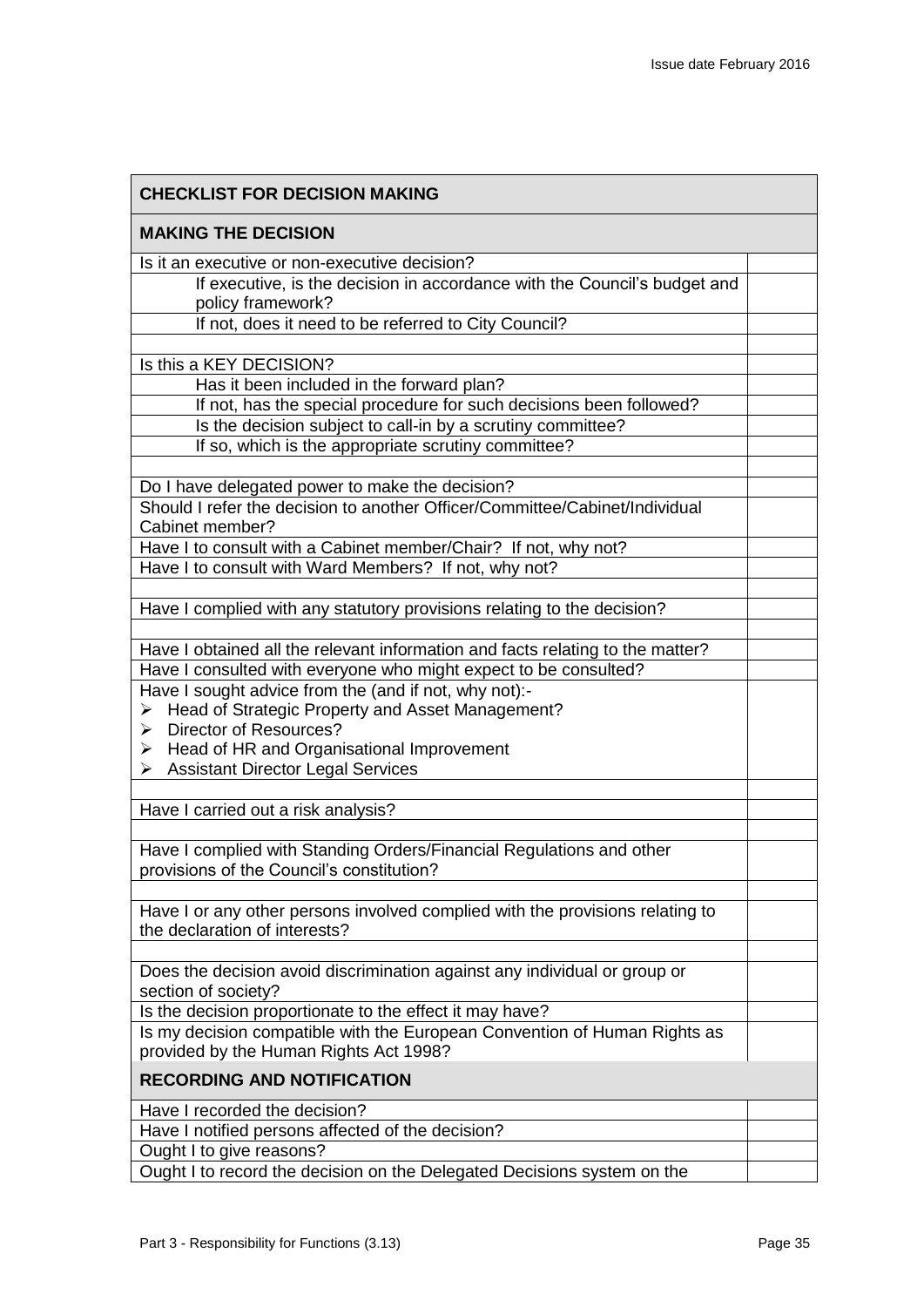| CHECKLIST FOR DECISION MAKING | |
|---|---|
| **MAKING THE DECISION** | |
| Is it an executive or non-executive decision? | |
| If executive, is the decision in accordance with the Council's budget and policy framework? | |
| If not, does it need to be referred to City Council? | |
| | |
| Is this a KEY DECISION? | |
| Has it been included in the forward plan? | |
| If not, has the special procedure for such decisions been followed? | |
| Is the decision subject to call-in by a scrutiny committee? | |
| If so, which is the appropriate scrutiny committee? | |
| | |
| Do I have delegated power to make the decision? | |
| Should I refer the decision to another Officer/Committee/Cabinet/Individual Cabinet member? | |
| Have I to consult with a Cabinet member/Chair? If not, why not? | |
| Have I to consult with Ward Members? If not, why not? | |
| | |
| Have I complied with any statutory provisions relating to the decision? | |
| | |
| Have I obtained all the relevant information and facts relating to the matter? | |
| Have I consulted with everyone who might expect to be consulted? | |
| Have I sought advice from the (and if not, why not):- <br>➢ Head of Strategic Property and Asset Management? <br>➢ Director of Resources? <br>➢ Head of HR and Organisational Improvement <br>➢ Assistant Director Legal Services | |
| | |
| Have I carried out a risk analysis? | |
| | |
| Have I complied with Standing Orders/Financial Regulations and other provisions of the Council's constitution? | |
| | |
| Have I or any other persons involved complied with the provisions relating to the declaration of interests? | |
| | |
| Does the decision avoid discrimination against any individual or group or section of society? | |
| Is the decision proportionate to the effect it may have? | |
| Is my decision compatible with the European Convention of Human Rights as provided by the Human Rights Act 1998? | |
| **RECORDING AND NOTIFICATION** | |
| Have I recorded the decision? | |
| Have I notified persons affected of the decision? | |
| Ought I to give reasons? | |
| Ought I to record the decision on the Delegated Decisions system on the | |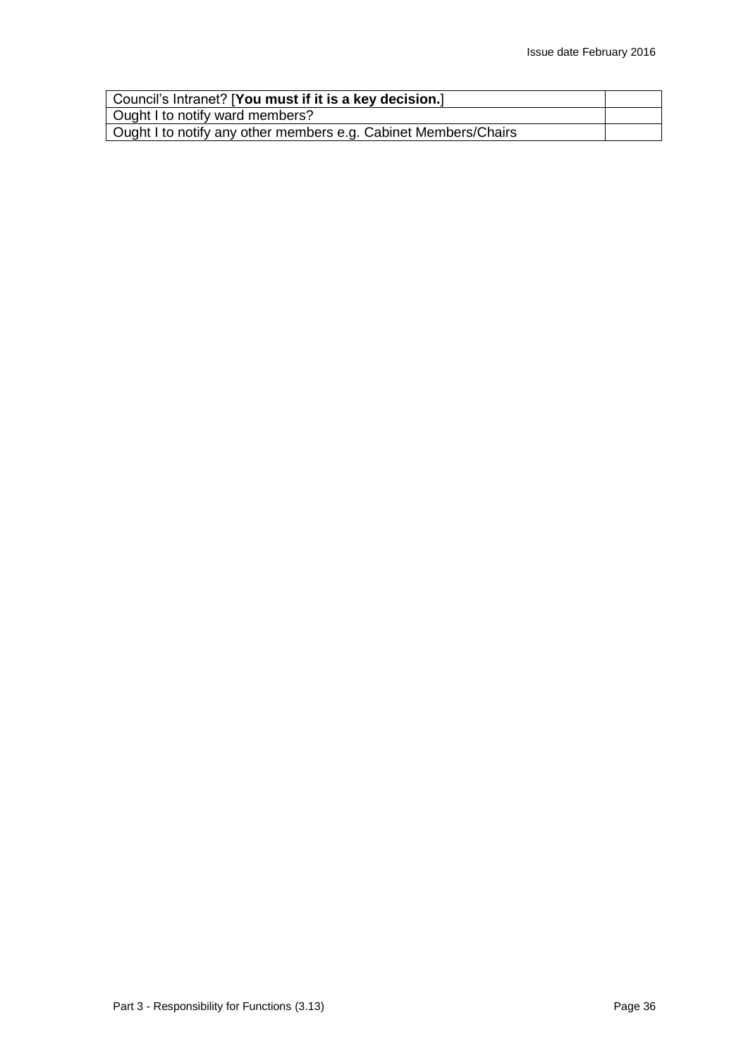| | |
|---|---|
| Council's Intranet? [**You must if it is a key decision.**] | |
| Ought I to notify ward members? | |
| Ought I to notify any other members e.g. Cabinet Members/Chairs | |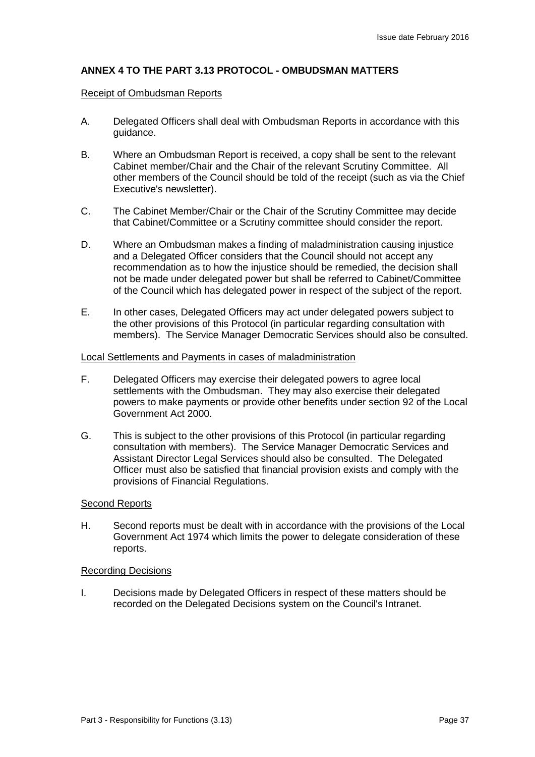## ANNEX 4 TO THE PART 3.13 PROTOCOL - OMBUDSMAN MATTERS

Receipt of Ombudsman Reports

A. Delegated Officers shall deal with Ombudsman Reports in accordance with this guidance.

B. Where an Ombudsman Report is received, a copy shall be sent to the relevant Cabinet member/Chair and the Chair of the relevant Scrutiny Committee. All other members of the Council should be told of the receipt (such as via the Chief Executive's newsletter).

C. The Cabinet Member/Chair or the Chair of the Scrutiny Committee may decide that Cabinet/Committee or a Scrutiny committee should consider the report.

D. Where an Ombudsman makes a finding of maladministration causing injustice and a Delegated Officer considers that the Council should not accept any recommendation as to how the injustice should be remedied, the decision shall not be made under delegated power but shall be referred to Cabinet/Committee of the Council which has delegated power in respect of the subject of the report.

E. In other cases, Delegated Officers may act under delegated powers subject to the other provisions of this Protocol (in particular regarding consultation with members). The Service Manager Democratic Services should also be consulted.

Local Settlements and Payments in cases of maladministration

F. Delegated Officers may exercise their delegated powers to agree local settlements with the Ombudsman. They may also exercise their delegated powers to make payments or provide other benefits under section 92 of the Local Government Act 2000.

G. This is subject to the other provisions of this Protocol (in particular regarding consultation with members). The Service Manager Democratic Services and Assistant Director Legal Services should also be consulted. The Delegated Officer must also be satisfied that financial provision exists and comply with the provisions of Financial Regulations.

Second Reports

H. Second reports must be dealt with in accordance with the provisions of the Local Government Act 1974 which limits the power to delegate consideration of these reports.

Recording Decisions

I. Decisions made by Delegated Officers in respect of these matters should be recorded on the Delegated Decisions system on the Council's Intranet.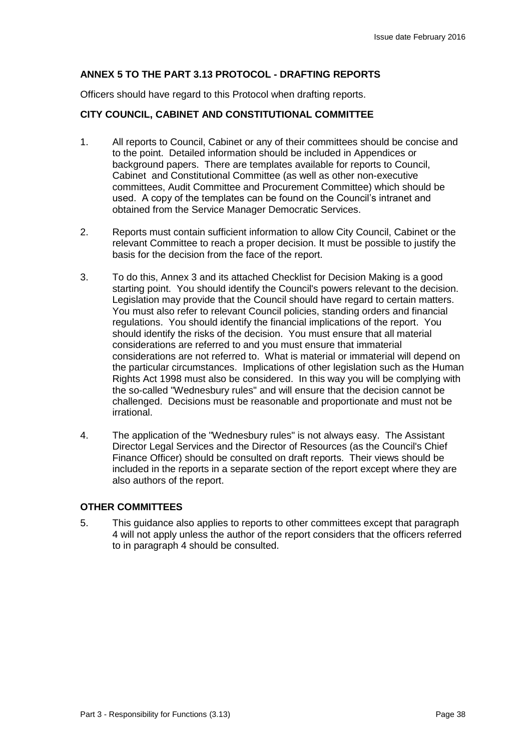## ANNEX 5 TO THE PART 3.13 PROTOCOL - DRAFTING REPORTS

Officers should have regard to this Protocol when drafting reports.

### CITY COUNCIL, CABINET AND CONSTITUTIONAL COMMITTEE

1. All reports to Council, Cabinet or any of their committees should be concise and to the point. Detailed information should be included in Appendices or background papers. There are templates available for reports to Council, Cabinet and Constitutional Committee (as well as other non-executive committees, Audit Committee and Procurement Committee) which should be used. A copy of the templates can be found on the Council's intranet and obtained from the Service Manager Democratic Services.

2. Reports must contain sufficient information to allow City Council, Cabinet or the relevant Committee to reach a proper decision. It must be possible to justify the basis for the decision from the face of the report.

3. To do this, Annex 3 and its attached Checklist for Decision Making is a good starting point. You should identify the Council's powers relevant to the decision. Legislation may provide that the Council should have regard to certain matters. You must also refer to relevant Council policies, standing orders and financial regulations. You should identify the financial implications of the report. You should identify the risks of the decision. You must ensure that all material considerations are referred to and you must ensure that immaterial considerations are not referred to. What is material or immaterial will depend on the particular circumstances. Implications of other legislation such as the Human Rights Act 1998 must also be considered. In this way you will be complying with the so-called "Wednesbury rules" and will ensure that the decision cannot be challenged. Decisions must be reasonable and proportionate and must not be irrational.

4. The application of the "Wednesbury rules" is not always easy. The Assistant Director Legal Services and the Director of Resources (as the Council's Chief Finance Officer) should be consulted on draft reports. Their views should be included in the reports in a separate section of the report except where they are also authors of the report.

### OTHER COMMITTEES

5. This guidance also applies to reports to other committees except that paragraph 4 will not apply unless the author of the report considers that the officers referred to in paragraph 4 should be consulted.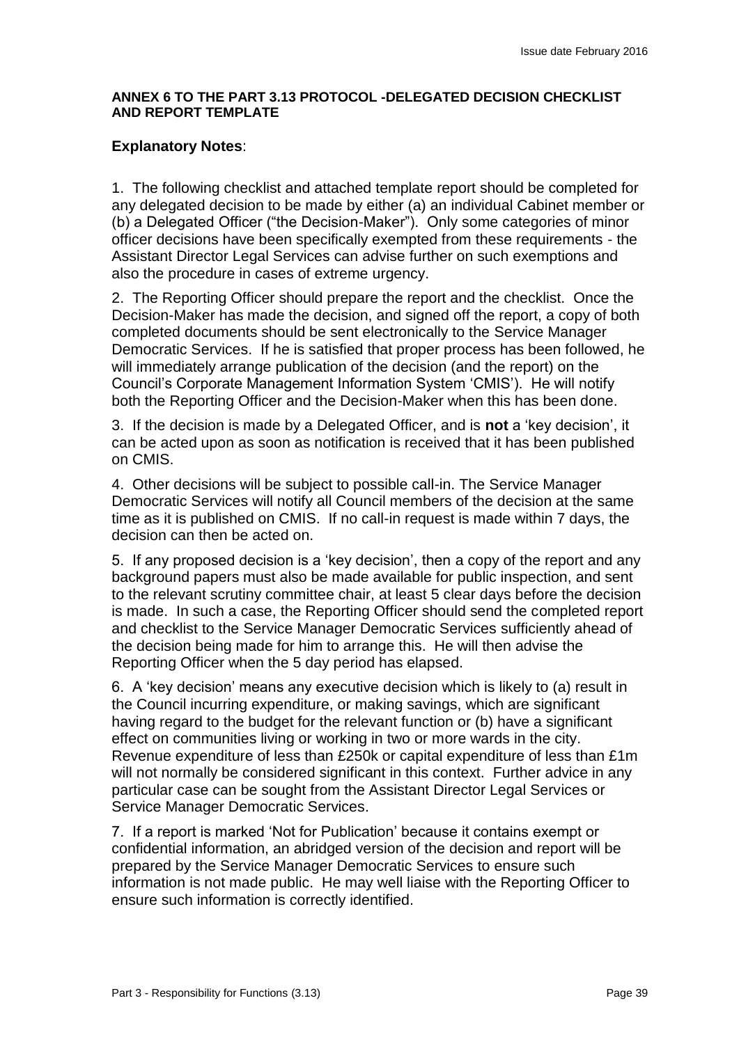**ANNEX 6 TO THE PART 3.13 PROTOCOL -DELEGATED DECISION CHECKLIST AND REPORT TEMPLATE**

**Explanatory Notes**:

1. The following checklist and attached template report should be completed for any delegated decision to be made by either (a) an individual Cabinet member or (b) a Delegated Officer ("the Decision-Maker"). Only some categories of minor officer decisions have been specifically exempted from these requirements - the Assistant Director Legal Services can advise further on such exemptions and also the procedure in cases of extreme urgency.

2. The Reporting Officer should prepare the report and the checklist. Once the Decision-Maker has made the decision, and signed off the report, a copy of both completed documents should be sent electronically to the Service Manager Democratic Services. If he is satisfied that proper process has been followed, he will immediately arrange publication of the decision (and the report) on the Council's Corporate Management Information System 'CMIS'). He will notify both the Reporting Officer and the Decision-Maker when this has been done.

3. If the decision is made by a Delegated Officer, and is **not** a 'key decision', it can be acted upon as soon as notification is received that it has been published on CMIS.

4. Other decisions will be subject to possible call-in. The Service Manager Democratic Services will notify all Council members of the decision at the same time as it is published on CMIS. If no call-in request is made within 7 days, the decision can then be acted on.

5. If any proposed decision is a 'key decision', then a copy of the report and any background papers must also be made available for public inspection, and sent to the relevant scrutiny committee chair, at least 5 clear days before the decision is made. In such a case, the Reporting Officer should send the completed report and checklist to the Service Manager Democratic Services sufficiently ahead of the decision being made for him to arrange this. He will then advise the Reporting Officer when the 5 day period has elapsed.

6. A 'key decision' means any executive decision which is likely to (a) result in the Council incurring expenditure, or making savings, which are significant having regard to the budget for the relevant function or (b) have a significant effect on communities living or working in two or more wards in the city. Revenue expenditure of less than £250k or capital expenditure of less than £1m will not normally be considered significant in this context. Further advice in any particular case can be sought from the Assistant Director Legal Services or Service Manager Democratic Services.

7. If a report is marked 'Not for Publication' because it contains exempt or confidential information, an abridged version of the decision and report will be prepared by the Service Manager Democratic Services to ensure such information is not made public. He may well liaise with the Reporting Officer to ensure such information is correctly identified.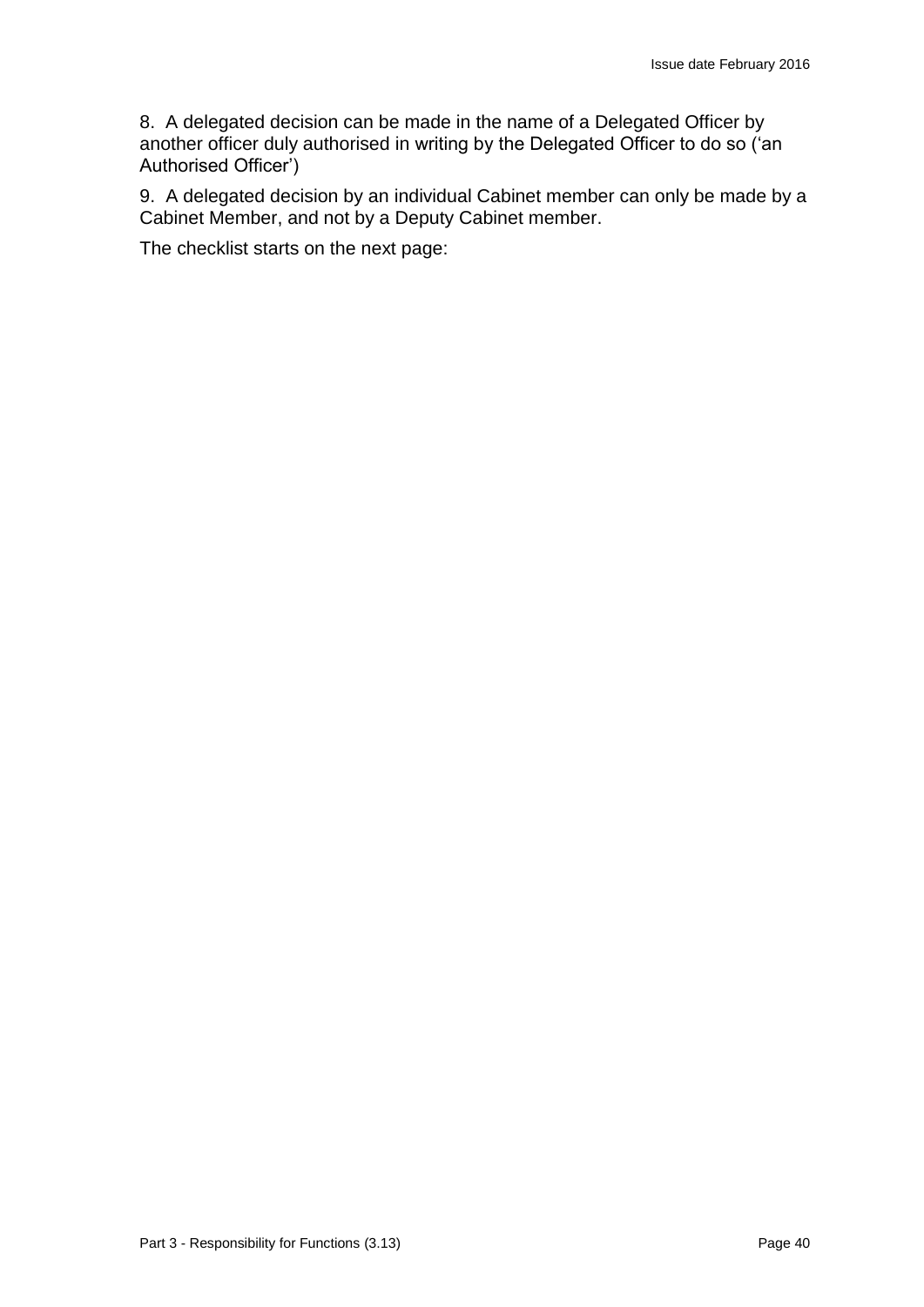8.  A delegated decision can be made in the name of a Delegated Officer by another officer duly authorised in writing by the Delegated Officer to do so ('an Authorised Officer')

9.  A delegated decision by an individual Cabinet member can only be made by a Cabinet Member, and not by a Deputy Cabinet member.

The checklist starts on the next page: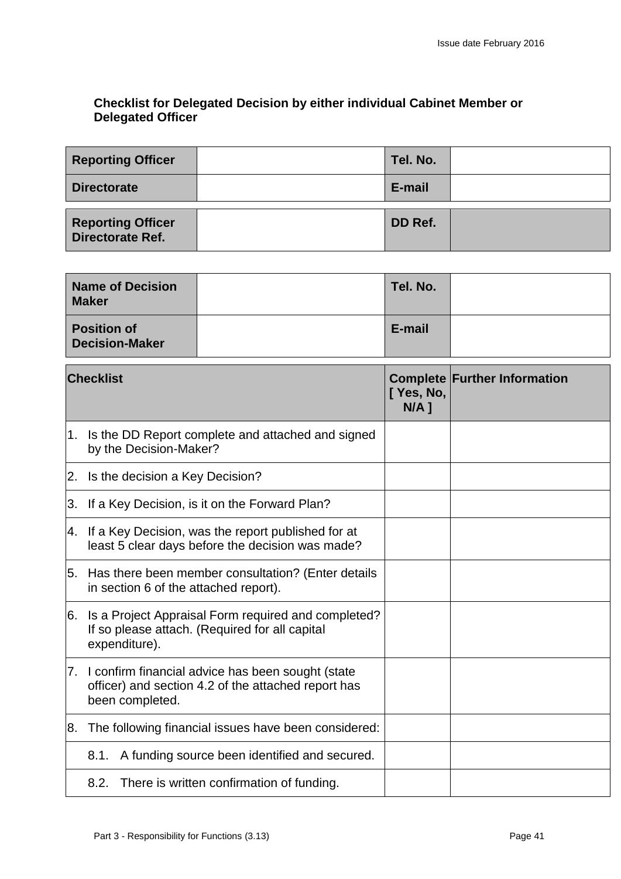**Checklist for Delegated Decision by either individual Cabinet Member or Delegated Officer**

| **Reporting Officer** | | **Tel. No.** | |
|---|---|---|---|
| **Directorate** | | **E-mail** | |

| **Reporting Officer Directorate Ref.** | | **DD Ref.** | |
|---|---|---|---|

| **Name of Decision Maker** | | **Tel. No.** | |
|---|---|---|---|
| **Position of Decision-Maker** | | **E-mail** | |

| **Checklist** | **Complete [ Yes, No, N/A ]** | **Further Information** |
|---|---|---|
| 1. Is the DD Report complete and attached and signed by the Decision-Maker? | | |
| 2. Is the decision a Key Decision? | | |
| 3. If a Key Decision, is it on the Forward Plan? | | |
| 4. If a Key Decision, was the report published for at least 5 clear days before the decision was made? | | |
| 5. Has there been member consultation? (Enter details in section 6 of the attached report). | | |
| 6. Is a Project Appraisal Form required and completed? If so please attach. (Required for all capital expenditure). | | |
| 7. I confirm financial advice has been sought (state officer) and section 4.2 of the attached report has been completed. | | |
| 8. The following financial issues have been considered: | | |
| 8.1. A funding source been identified and secured. | | |
| 8.2. There is written confirmation of funding. | | |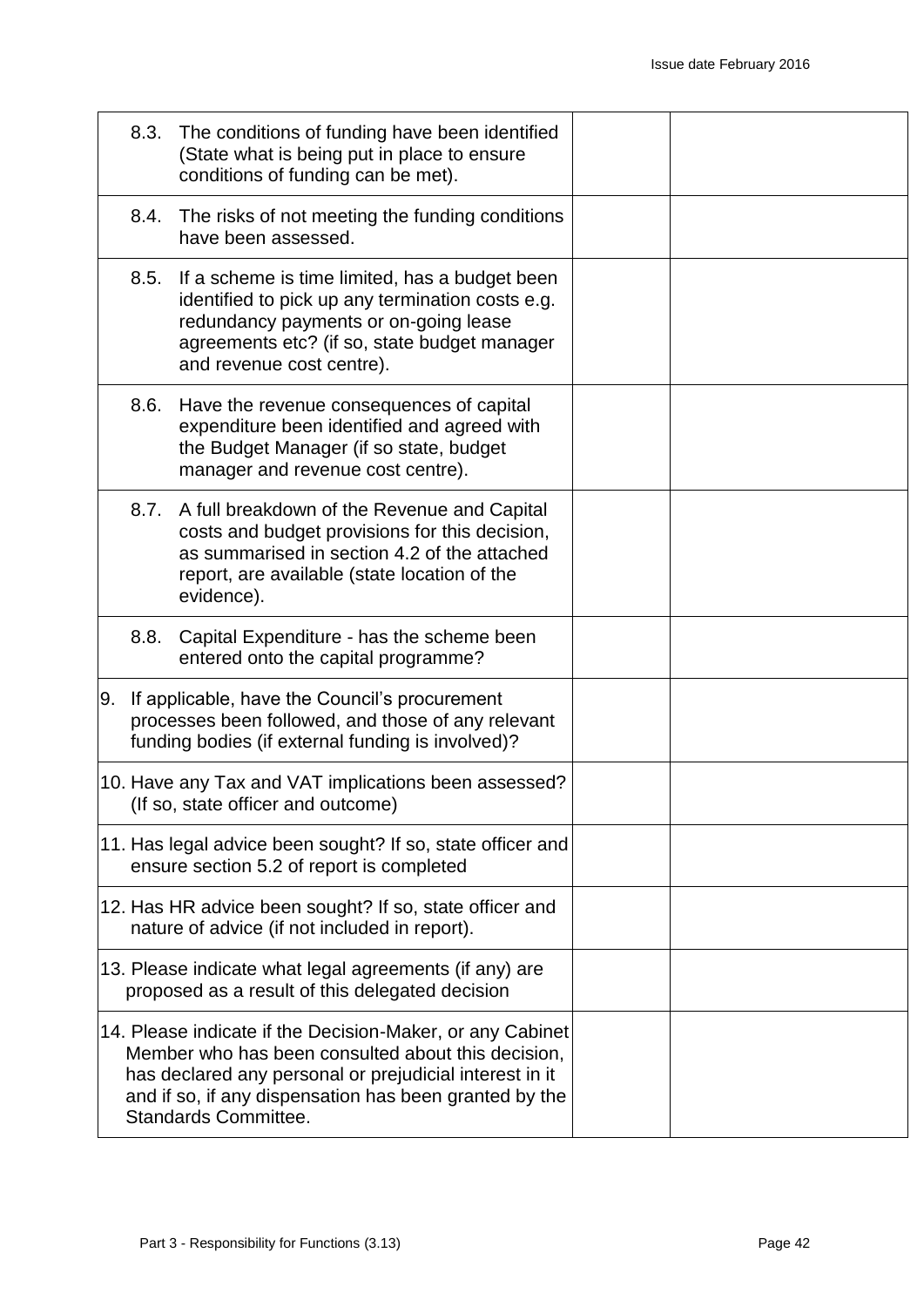| | | |
|---|---|---|
| 8.3. The conditions of funding have been identified (State what is being put in place to ensure conditions of funding can be met). | | |
| 8.4. The risks of not meeting the funding conditions have been assessed. | | |
| 8.5. If a scheme is time limited, has a budget been identified to pick up any termination costs e.g. redundancy payments or on-going lease agreements etc? (if so, state budget manager and revenue cost centre). | | |
| 8.6. Have the revenue consequences of capital expenditure been identified and agreed with the Budget Manager (if so state, budget manager and revenue cost centre). | | |
| 8.7. A full breakdown of the Revenue and Capital costs and budget provisions for this decision, as summarised in section 4.2 of the attached report, are available (state location of the evidence). | | |
| 8.8. Capital Expenditure - has the scheme been entered onto the capital programme? | | |
| 9. If applicable, have the Council's procurement processes been followed, and those of any relevant funding bodies (if external funding is involved)? | | |
| 10. Have any Tax and VAT implications been assessed? (If so, state officer and outcome) | | |
| 11. Has legal advice been sought? If so, state officer and ensure section 5.2 of report is completed | | |
| 12. Has HR advice been sought? If so, state officer and nature of advice (if not included in report). | | |
| 13. Please indicate what legal agreements (if any) are proposed as a result of this delegated decision | | |
| 14. Please indicate if the Decision-Maker, or any Cabinet Member who has been consulted about this decision, has declared any personal or prejudicial interest in it and if so, if any dispensation has been granted by the Standards Committee. | | |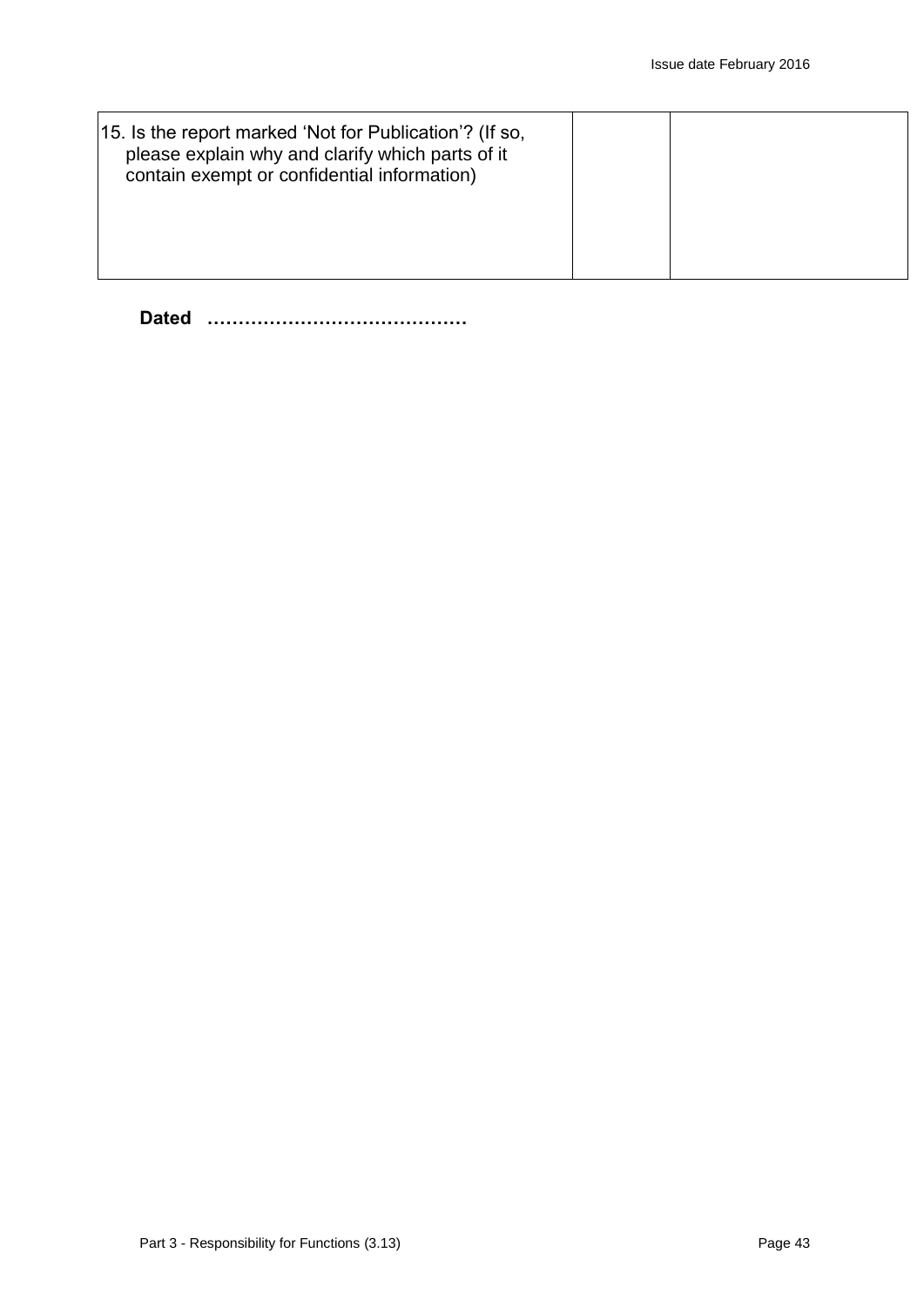| 15. Is the report marked 'Not for Publication'? (If so, please explain why and clarify which parts of it contain exempt or confidential information) | | |
|---|---|---|

**Dated ……………………………………**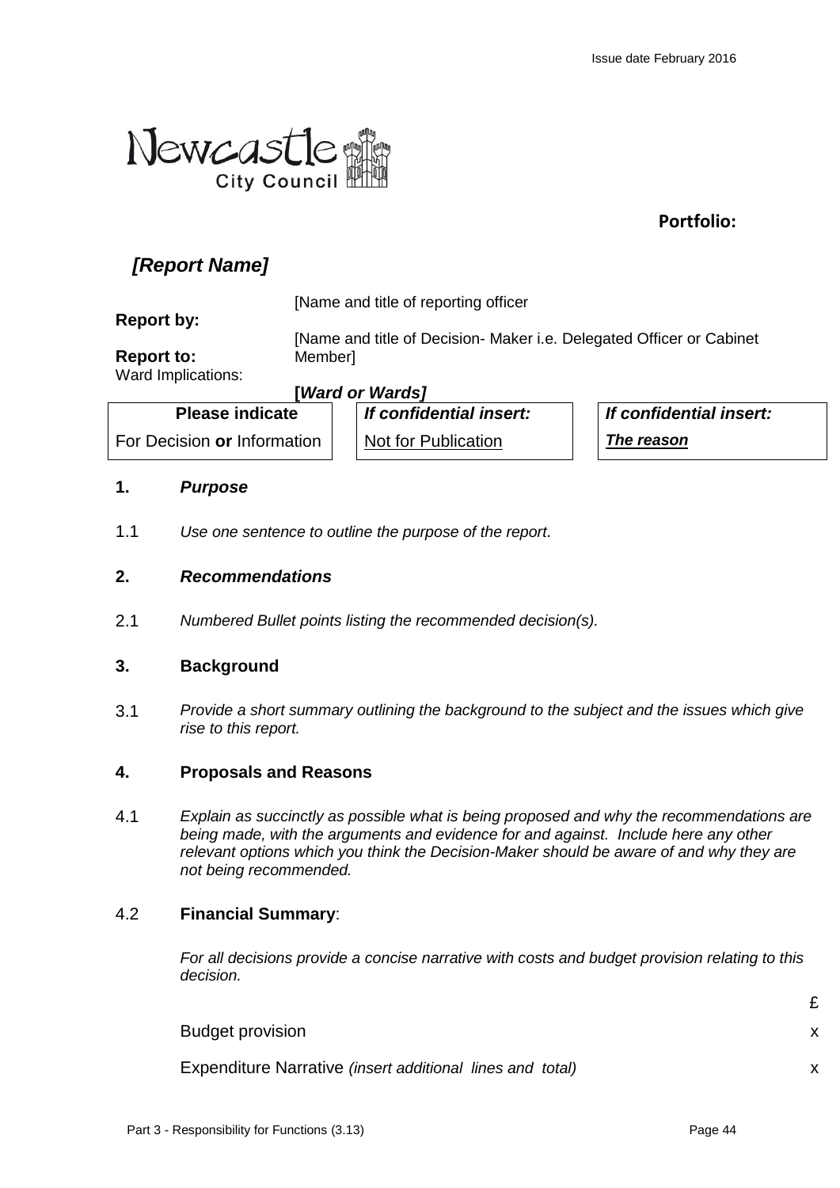**Portfolio:**

## *[Report Name]*

**Report by:** [Name and title of reporting officer

**Report to:** [Name and title of Decision- Maker i.e. Delegated Officer or Cabinet Member]

Ward Implications: **[*Ward or Wards]***

| Please indicate | If confidential insert: | If confidential insert: |
|---|---|---|
| For Decision **or** Information | Not for Publication | ***The reason*** |

### 1. *Purpose*

1.1 *Use one sentence to outline the purpose of the report.*

### 2. *Recommendations*

2.1 *Numbered Bullet points listing the recommended decision(s).*

### 3. Background

3.1 *Provide a short summary outlining the background to the subject and the issues which give rise to this report.*

### 4. Proposals and Reasons

4.1 *Explain as succinctly as possible what is being proposed and why the recommendations are being made, with the arguments and evidence for and against. Include here any other relevant options which you think the Decision-Maker should be aware of and why they are not being recommended.*

4.2 **Financial Summary**:

*For all decisions provide a concise narrative with costs and budget provision relating to this decision.*

| | £ |
|---|---|
| Budget provision | x |
| Expenditure Narrative *(insert additional lines and total)* | x |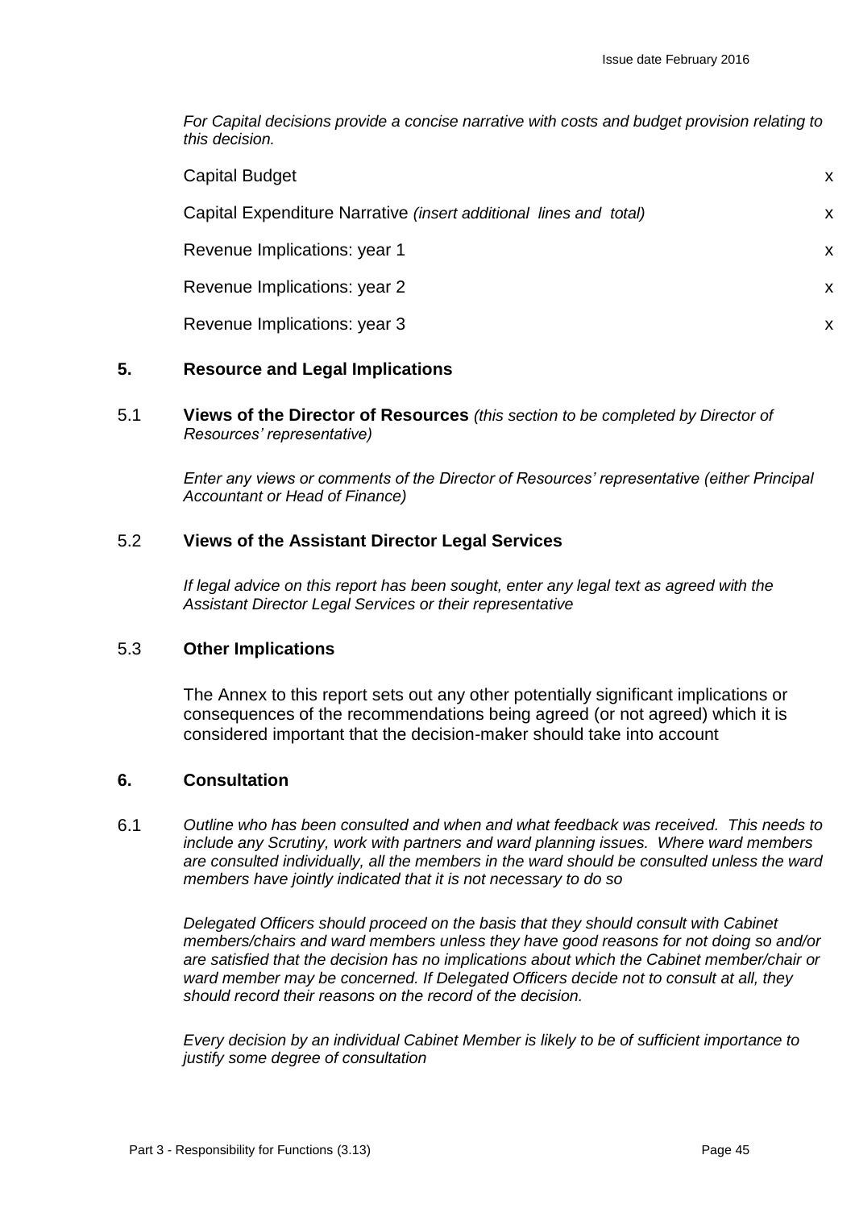*For Capital decisions provide a concise narrative with costs and budget provision relating to this decision.*

| | |
|---|---|
| Capital Budget | x |
| Capital Expenditure Narrative *(insert additional lines and total)* | x |
| Revenue Implications: year 1 | x |
| Revenue Implications: year 2 | x |
| Revenue Implications: year 3 | x |

## 5. Resource and Legal Implications

5.1 **Views of the Director of Resources** *(this section to be completed by Director of Resources' representative)*

*Enter any views or comments of the Director of Resources' representative (either Principal Accountant or Head of Finance)*

5.2 **Views of the Assistant Director Legal Services**

*If legal advice on this report has been sought, enter any legal text as agreed with the Assistant Director Legal Services or their representative*

5.3 **Other Implications**

The Annex to this report sets out any other potentially significant implications or consequences of the recommendations being agreed (or not agreed) which it is considered important that the decision-maker should take into account

## 6. Consultation

6.1 *Outline who has been consulted and when and what feedback was received. This needs to include any Scrutiny, work with partners and ward planning issues. Where ward members are consulted individually, all the members in the ward should be consulted unless the ward members have jointly indicated that it is not necessary to do so*

*Delegated Officers should proceed on the basis that they should consult with Cabinet members/chairs and ward members unless they have good reasons for not doing so and/or are satisfied that the decision has no implications about which the Cabinet member/chair or ward member may be concerned. If Delegated Officers decide not to consult at all, they should record their reasons on the record of the decision.*

*Every decision by an individual Cabinet Member is likely to be of sufficient importance to justify some degree of consultation*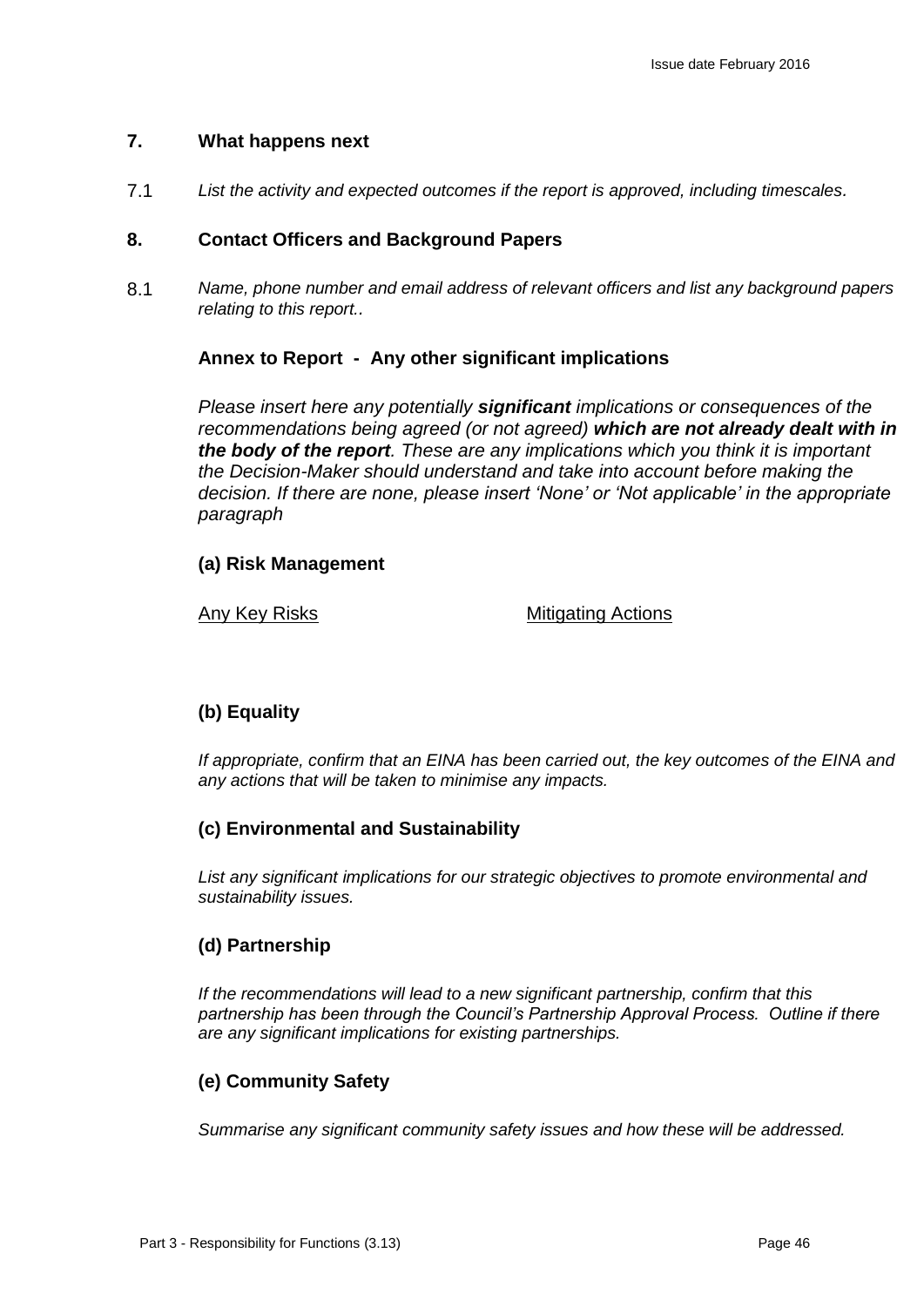## 7. What happens next

7.1 *List the activity and expected outcomes if the report is approved, including timescales.*

## 8. Contact Officers and Background Papers

8.1 *Name, phone number and email address of relevant officers and list any background papers relating to this report..*

### Annex to Report - Any other significant implications

*Please insert here any potentially* ***significant*** *implications or consequences of the recommendations being agreed (or not agreed)* ***which are not already dealt with in the body of the report****. These are any implications which you think it is important the Decision-Maker should understand and take into account before making the decision. If there are none, please insert 'None' or 'Not applicable' in the appropriate paragraph*

#### (a) Risk Management

| Any Key Risks | Mitigating Actions |
|---|---|
| | |

#### (b) Equality

*If appropriate, confirm that an EINA has been carried out, the key outcomes of the EINA and any actions that will be taken to minimise any impacts.*

#### (c) Environmental and Sustainability

*List any significant implications for our strategic objectives to promote environmental and sustainability issues.*

#### (d) Partnership

*If the recommendations will lead to a new significant partnership, confirm that this partnership has been through the Council's Partnership Approval Process. Outline if there are any significant implications for existing partnerships.*

#### (e) Community Safety

*Summarise any significant community safety issues and how these will be addressed.*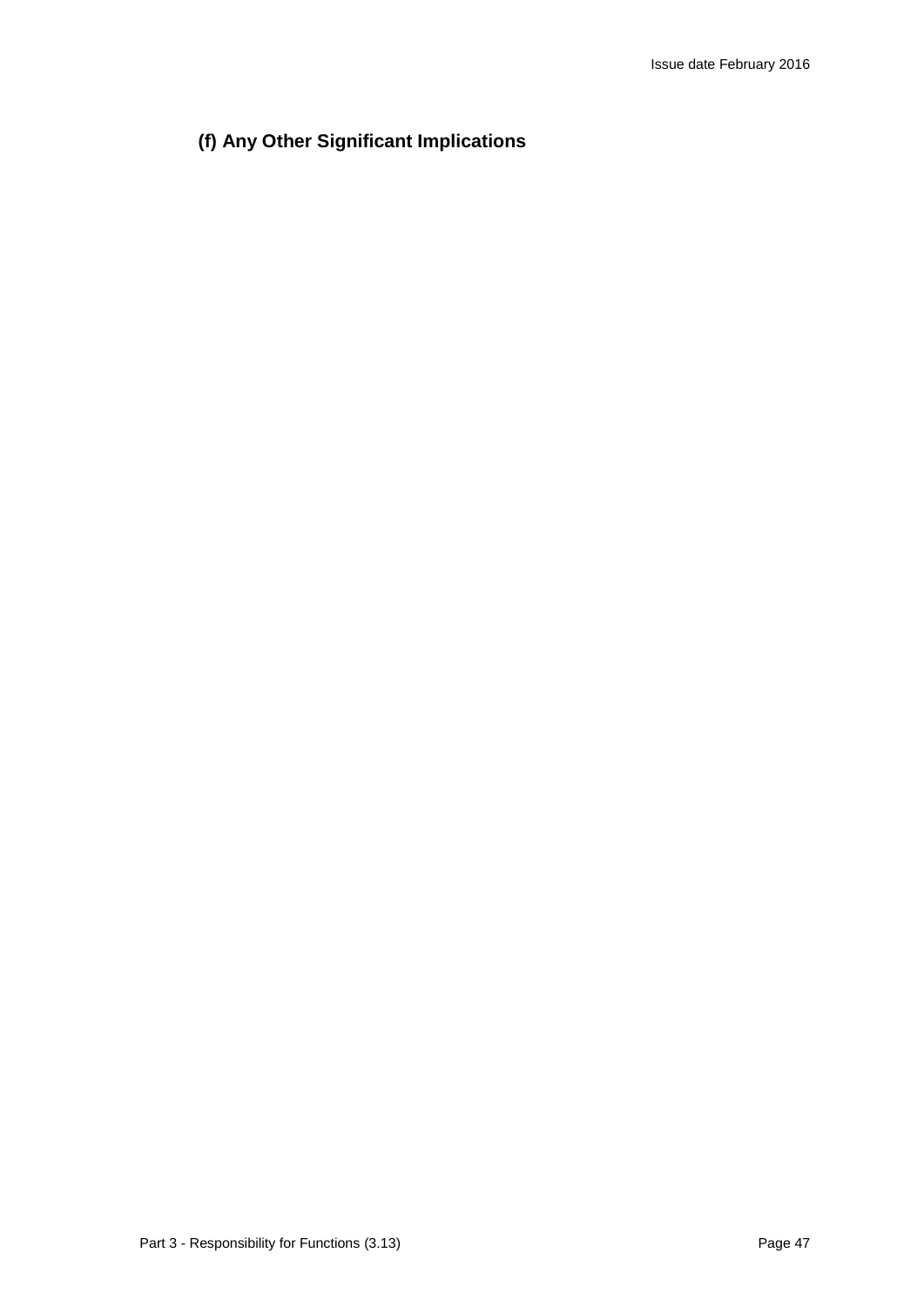### (f) Any Other Significant Implications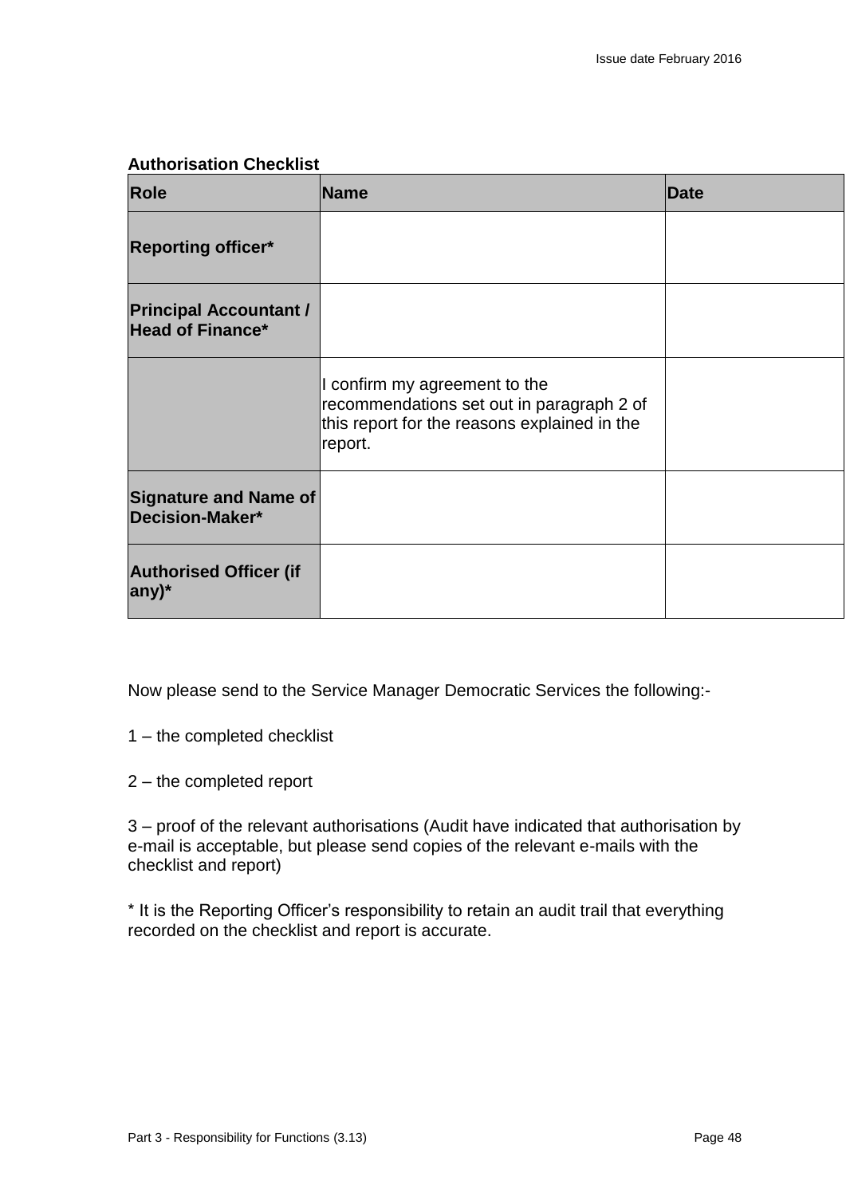**Authorisation Checklist**

| Role | Name | Date |
|---|---|---|
| **Reporting officer*** | | |
| **Principal Accountant / Head of Finance*** | | |
| | I confirm my agreement to the recommendations set out in paragraph 2 of this report for the reasons explained in the report. | |
| **Signature and Name of Decision-Maker*** | | |
| **Authorised Officer (if any)*** | | |

Now please send to the Service Manager Democratic Services the following:-

1 – the completed checklist

2 – the completed report

3 – proof of the relevant authorisations (Audit have indicated that authorisation by e-mail is acceptable, but please send copies of the relevant e-mails with the checklist and report)

* It is the Reporting Officer's responsibility to retain an audit trail that everything recorded on the checklist and report is accurate.